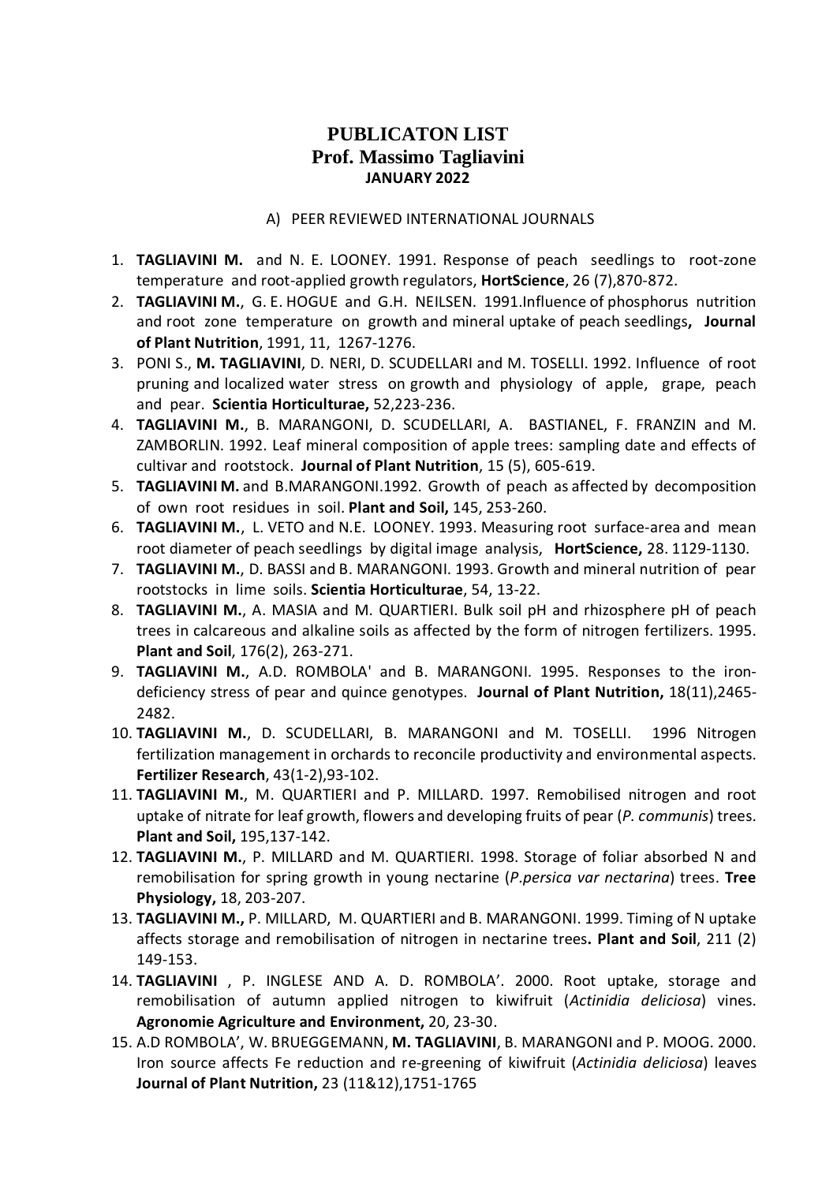# PUBLICATON LIST
# Prof. Massimo Tagliavini
## JANUARY 2022

A) PEER REVIEWED INTERNATIONAL JOURNALS

1. **TAGLIAVINI M.** and N. E. LOONEY. 1991. Response of peach seedlings to root-zone temperature and root-applied growth regulators, **HortScience**, 26 (7),870-872.
2. **TAGLIAVINI M.**, G. E. HOGUE and G.H. NEILSEN. 1991.Influence of phosphorus nutrition and root zone temperature on growth and mineral uptake of peach seedlings**, Journal of Plant Nutrition**, 1991, 11, 1267-1276.
3. PONI S., **M. TAGLIAVINI**, D. NERI, D. SCUDELLARI and M. TOSELLI. 1992. Influence of root pruning and localized water stress on growth and physiology of apple, grape, peach and pear. **Scientia Horticulturae,** 52,223-236.
4. **TAGLIAVINI M.**, B. MARANGONI, D. SCUDELLARI, A. BASTIANEL, F. FRANZIN and M. ZAMBORLIN. 1992. Leaf mineral composition of apple trees: sampling date and effects of cultivar and rootstock. **Journal of Plant Nutrition**, 15 (5), 605-619.
5. **TAGLIAVINI M.** and B.MARANGONI.1992. Growth of peach as affected by decomposition of own root residues in soil. **Plant and Soil,** 145, 253-260.
6. **TAGLIAVINI M.**, L. VETO and N.E. LOONEY. 1993. Measuring root surface-area and mean root diameter of peach seedlings by digital image analysis, **HortScience,** 28. 1129-1130.
7. **TAGLIAVINI M.**, D. BASSI and B. MARANGONI. 1993. Growth and mineral nutrition of pear rootstocks in lime soils. **Scientia Horticulturae**, 54, 13-22.
8. **TAGLIAVINI M.**, A. MASIA and M. QUARTIERI. Bulk soil pH and rhizosphere pH of peach trees in calcareous and alkaline soils as affected by the form of nitrogen fertilizers. 1995. **Plant and Soil**, 176(2), 263-271.
9. **TAGLIAVINI M.**, A.D. ROMBOLA' and B. MARANGONI. 1995. Responses to the iron-deficiency stress of pear and quince genotypes. **Journal of Plant Nutrition,** 18(11),2465-2482.
10. **TAGLIAVINI M.**, D. SCUDELLARI, B. MARANGONI and M. TOSELLI. 1996 Nitrogen fertilization management in orchards to reconcile productivity and environmental aspects. **Fertilizer Research**, 43(1-2),93-102.
11. **TAGLIAVINI M.**, M. QUARTIERI and P. MILLARD. 1997. Remobilised nitrogen and root uptake of nitrate for leaf growth, flowers and developing fruits of pear (*P. communis*) trees. **Plant and Soil,** 195,137-142.
12. **TAGLIAVINI M.**, P. MILLARD and M. QUARTIERI. 1998. Storage of foliar absorbed N and remobilisation for spring growth in young nectarine (*P.persica var nectarina*) trees. **Tree Physiology,** 18, 203-207.
13. **TAGLIAVINI M.,** P. MILLARD, M. QUARTIERI and B. MARANGONI. 1999. Timing of N uptake affects storage and remobilisation of nitrogen in nectarine trees**. Plant and Soil**, 211 (2) 149-153.
14. **TAGLIAVINI** , P. INGLESE AND A. D. ROMBOLA'. 2000. Root uptake, storage and remobilisation of autumn applied nitrogen to kiwifruit (*Actinidia deliciosa*) vines. **Agronomie Agriculture and Environment,** 20, 23-30.
15. A.D ROMBOLA', W. BRUEGGEMANN, **M. TAGLIAVINI**, B. MARANGONI and P. MOOG. 2000. Iron source affects Fe reduction and re-greening of kiwifruit (*Actinidia deliciosa*) leaves **Journal of Plant Nutrition,** 23 (11&12),1751-1765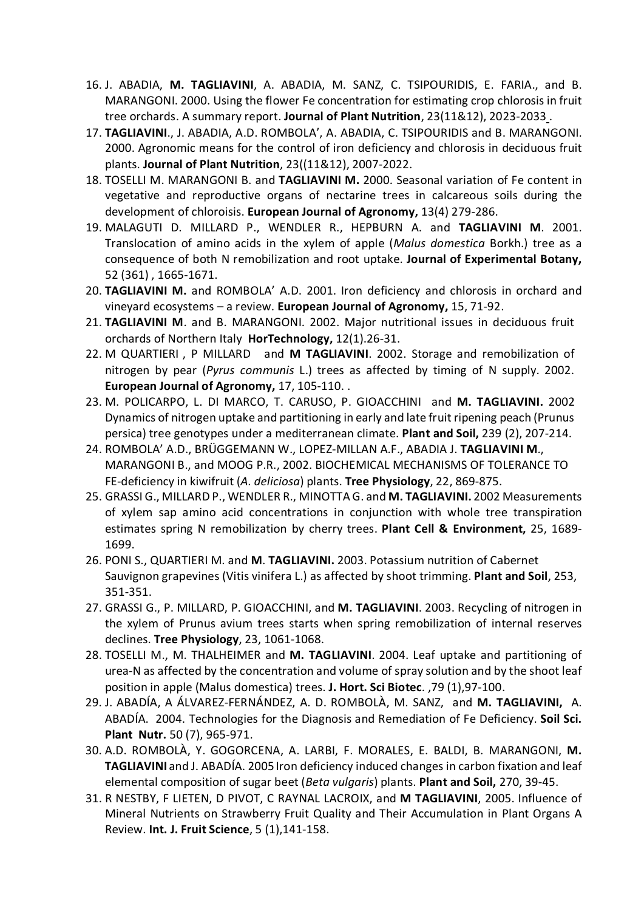16. J. ABADIA, **M. TAGLIAVINI**, A. ABADIA, M. SANZ, C. TSIPOURIDIS, E. FARIA., and B. MARANGONI. 2000. Using the flower Fe concentration for estimating crop chlorosis in fruit tree orchards. A summary report. **Journal of Plant Nutrition**, 23(11&12), 2023-2033 .
17. **TAGLIAVINI**., J. ABADIA, A.D. ROMBOLA', A. ABADIA, C. TSIPOURIDIS and B. MARANGONI. 2000. Agronomic means for the control of iron deficiency and chlorosis in deciduous fruit plants. **Journal of Plant Nutrition**, 23((11&12), 2007-2022.
18. TOSELLI M. MARANGONI B. and **TAGLIAVINI M.** 2000. Seasonal variation of Fe content in vegetative and reproductive organs of nectarine trees in calcareous soils during the development of chloroisis. **European Journal of Agronomy,** 13(4) 279-286.
19. MALAGUTI D. MILLARD P., WENDLER R., HEPBURN A. and **TAGLIAVINI M**. 2001. Translocation of amino acids in the xylem of apple (*Malus domestica* Borkh.) tree as a consequence of both N remobilization and root uptake. **Journal of Experimental Botany,** 52 (361) , 1665-1671.
20. **TAGLIAVINI M.** and ROMBOLA' A.D. 2001. Iron deficiency and chlorosis in orchard and vineyard ecosystems – a review. **European Journal of Agronomy,** 15, 71-92.
21. **TAGLIAVINI M**. and B. MARANGONI. 2002. Major nutritional issues in deciduous fruit orchards of Northern Italy **HorTechnology,** 12(1).26-31.
22. M QUARTIERI , P MILLARD and **M TAGLIAVINI**. 2002. Storage and remobilization of nitrogen by pear (*Pyrus communis* L.) trees as affected by timing of N supply. 2002. **European Journal of Agronomy,** 17, 105-110. .
23. M. POLICARPO, L. DI MARCO, T. CARUSO, P. GIOACCHINI and **M. TAGLIAVINI.** 2002 Dynamics of nitrogen uptake and partitioning in early and late fruit ripening peach (Prunus persica) tree genotypes under a mediterranean climate. **Plant and Soil,** 239 (2), 207-214.
24. ROMBOLA' A.D., BRÜGGEMANN W., LOPEZ-MILLAN A.F., ABADIA J. **TAGLIAVINI M**., MARANGONI B., and MOOG P.R., 2002. BIOCHEMICAL MECHANISMS OF TOLERANCE TO FE-deficiency in kiwifruit (*A. deliciosa*) plants. **Tree Physiology**, 22, 869-875.
25. GRASSI G., MILLARD P., WENDLER R., MINOTTA G. and **M. TAGLIAVINI.** 2002 Measurements of xylem sap amino acid concentrations in conjunction with whole tree transpiration estimates spring N remobilization by cherry trees. **Plant Cell & Environment,** 25, 1689-1699.
26. PONI S., QUARTIERI M. and **M**. **TAGLIAVINI.** 2003. Potassium nutrition of Cabernet Sauvignon grapevines (Vitis vinifera L.) as affected by shoot trimming. **Plant and Soil**, 253, 351-351.
27. GRASSI G., P. MILLARD, P. GIOACCHINI, and **M. TAGLIAVINI**. 2003. Recycling of nitrogen in the xylem of Prunus avium trees starts when spring remobilization of internal reserves declines. **Tree Physiology**, 23, 1061-1068.
28. TOSELLI M., M. THALHEIMER and **M. TAGLIAVINI**. 2004. Leaf uptake and partitioning of urea-N as affected by the concentration and volume of spray solution and by the shoot leaf position in apple (Malus domestica) trees. **J. Hort. Sci Biotec**. ,79 (1),97-100.
29. J. ABADÍA, A ÁLVAREZ-FERNÁNDEZ, A. D. ROMBOLÀ, M. SANZ, and **M. TAGLIAVINI,** A. ABADÍA. 2004. Technologies for the Diagnosis and Remediation of Fe Deficiency. **Soil Sci. Plant Nutr.** 50 (7), 965-971.
30. A.D. ROMBOLÀ, Y. GOGORCENA, A. LARBI, F. MORALES, E. BALDI, B. MARANGONI, **M. TAGLIAVINI** and J. ABADÍA. 2005 Iron deficiency induced changes in carbon fixation and leaf elemental composition of sugar beet (*Beta vulgaris*) plants. **Plant and Soil,** 270, 39-45.
31. R NESTBY, F LIETEN, D PIVOT, C RAYNAL LACROIX, and **M TAGLIAVINI**, 2005. Influence of Mineral Nutrients on Strawberry Fruit Quality and Their Accumulation in Plant Organs A Review. **Int. J. Fruit Science**, 5 (1),141-158.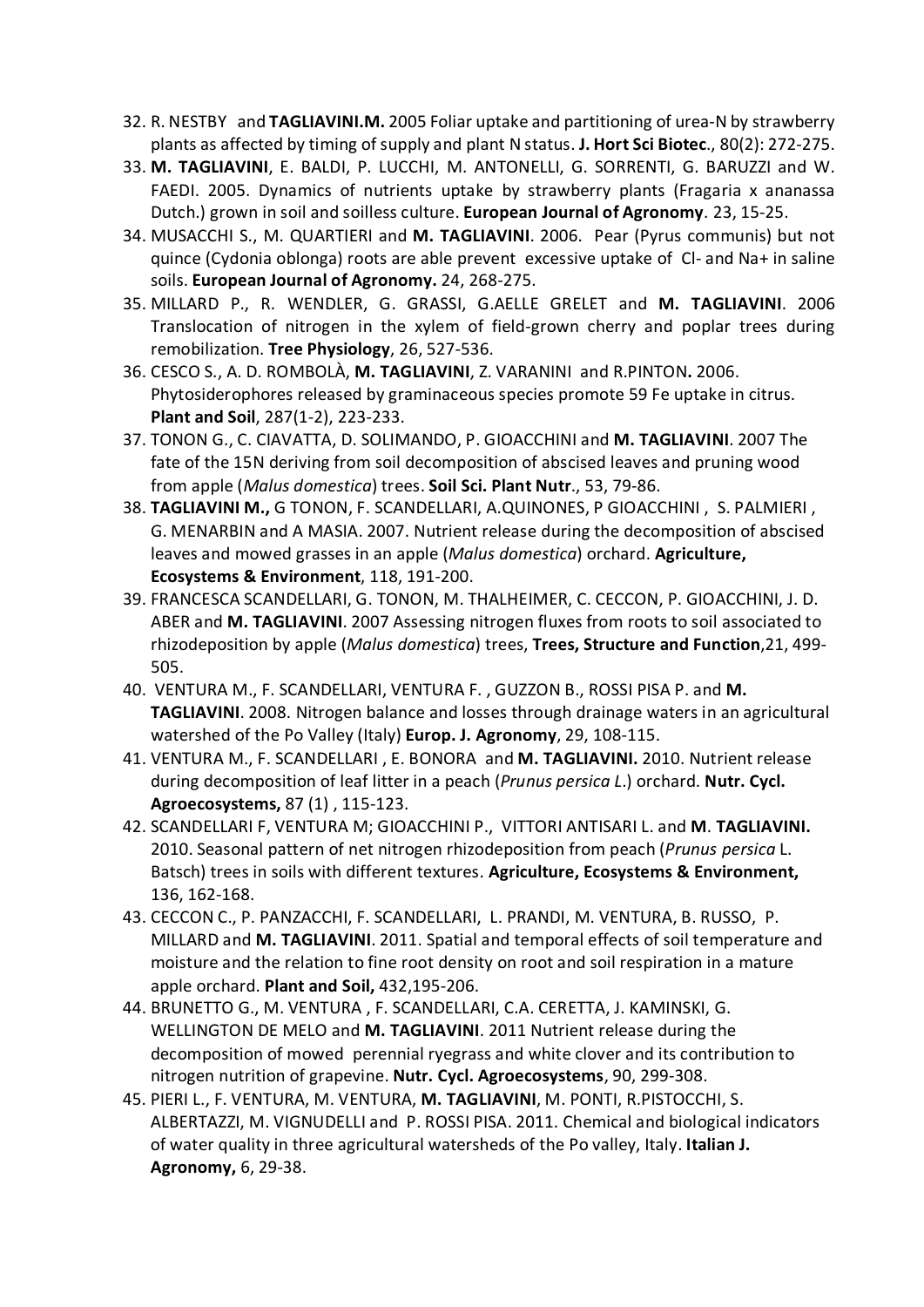32. R. NESTBY and **TAGLIAVINI.M.** 2005 Foliar uptake and partitioning of urea-N by strawberry plants as affected by timing of supply and plant N status. **J. Hort Sci Biotec**., 80(2): 272-275.
33. **M. TAGLIAVINI**, E. BALDI, P. LUCCHI, M. ANTONELLI, G. SORRENTI, G. BARUZZI and W. FAEDI. 2005. Dynamics of nutrients uptake by strawberry plants (Fragaria x ananassa Dutch.) grown in soil and soilless culture. **European Journal of Agronomy**. 23, 15-25.
34. MUSACCHI S., M. QUARTIERI and **M. TAGLIAVINI**. 2006. Pear (Pyrus communis) but not quince (Cydonia oblonga) roots are able prevent excessive uptake of Cl- and Na+ in saline soils. **European Journal of Agronomy.** 24, 268-275.
35. MILLARD P., R. WENDLER, G. GRASSI, G.AELLE GRELET and **M. TAGLIAVINI**. 2006 Translocation of nitrogen in the xylem of field-grown cherry and poplar trees during remobilization. **Tree Physiology**, 26, 527-536.
36. CESCO S., A. D. ROMBOLÀ, **M. TAGLIAVINI**, Z. VARANINI and R.PINTON**.** 2006. Phytosiderophores released by graminaceous species promote 59 Fe uptake in citrus. **Plant and Soil**, 287(1-2), 223-233.
37. TONON G., C. CIAVATTA, D. SOLIMANDO, P. GIOACCHINI and **M. TAGLIAVINI**. 2007 The fate of the 15N deriving from soil decomposition of abscised leaves and pruning wood from apple (*Malus domestica*) trees. **Soil Sci. Plant Nutr**., 53, 79-86.
38. **TAGLIAVINI M.,** G TONON, F. SCANDELLARI, A.QUINONES, P GIOACCHINI , S. PALMIERI , G. MENARBIN and A MASIA. 2007. Nutrient release during the decomposition of abscised leaves and mowed grasses in an apple (*Malus domestica*) orchard. **Agriculture, Ecosystems & Environment**, 118, 191-200.
39. FRANCESCA SCANDELLARI, G. TONON, M. THALHEIMER, C. CECCON, P. GIOACCHINI, J. D. ABER and **M. TAGLIAVINI**. 2007 Assessing nitrogen fluxes from roots to soil associated to rhizodeposition by apple (*Malus domestica*) trees, **Trees, Structure and Function**,21, 499-505.
40. VENTURA M., F. SCANDELLARI, VENTURA F. , GUZZON B., ROSSI PISA P. and **M. TAGLIAVINI**. 2008. Nitrogen balance and losses through drainage waters in an agricultural watershed of the Po Valley (Italy) **Europ. J. Agronomy**, 29, 108-115.
41. VENTURA M., F. SCANDELLARI , E. BONORA and **M. TAGLIAVINI.** 2010. Nutrient release during decomposition of leaf litter in a peach (*Prunus persica L.*) orchard. **Nutr. Cycl. Agroecosystems,** 87 (1) , 115-123.
42. SCANDELLARI F, VENTURA M; GIOACCHINI P., VITTORI ANTISARI L. and **M**. **TAGLIAVINI.** 2010. Seasonal pattern of net nitrogen rhizodeposition from peach (*Prunus persica* L. Batsch) trees in soils with different textures. **Agriculture, Ecosystems & Environment,** 136, 162-168.
43. CECCON C., P. PANZACCHI, F. SCANDELLARI, L. PRANDI, M. VENTURA, B. RUSSO, P. MILLARD and **M. TAGLIAVINI**. 2011. Spatial and temporal effects of soil temperature and moisture and the relation to fine root density on root and soil respiration in a mature apple orchard. **Plant and Soil,** 432,195-206.
44. BRUNETTO G., M. VENTURA , F. SCANDELLARI, C.A. CERETTA, J. KAMINSKI, G. WELLINGTON DE MELO and **M. TAGLIAVINI**. 2011 Nutrient release during the decomposition of mowed perennial ryegrass and white clover and its contribution to nitrogen nutrition of grapevine. **Nutr. Cycl. Agroecosystems**, 90, 299-308.
45. PIERI L., F. VENTURA, M. VENTURA, **M. TAGLIAVINI**, M. PONTI, R.PISTOCCHI, S. ALBERTAZZI, M. VIGNUDELLI and P. ROSSI PISA. 2011. Chemical and biological indicators of water quality in three agricultural watersheds of the Po valley, Italy. **Italian J. Agronomy,** 6, 29-38.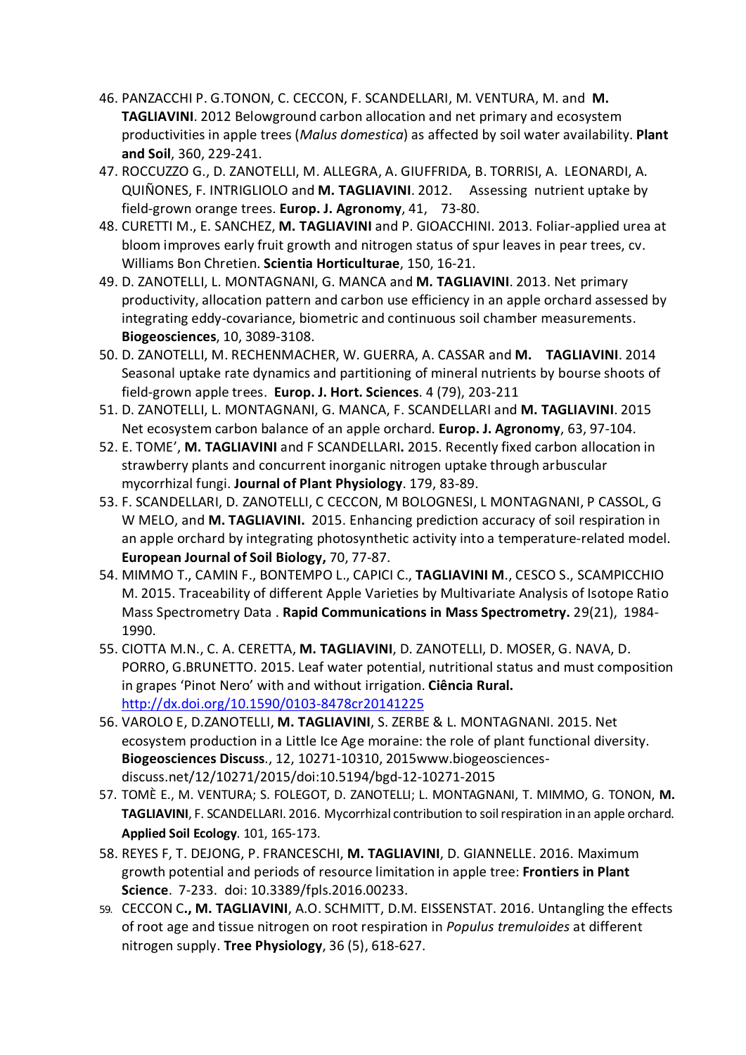46. PANZACCHI P. G.TONON, C. CECCON, F. SCANDELLARI, M. VENTURA, M. and **M. TAGLIAVINI**. 2012 Belowground carbon allocation and net primary and ecosystem productivities in apple trees (*Malus domestica*) as affected by soil water availability. **Plant and Soil**, 360, 229-241.
47. ROCCUZZO G., D. ZANOTELLI, M. ALLEGRA, A. GIUFFRIDA, B. TORRISI, A. LEONARDI, A. QUIÑONES, F. INTRIGLIOLO and **M. TAGLIAVINI**. 2012. Assessing nutrient uptake by field-grown orange trees. **Europ. J. Agronomy**, 41, 73-80.
48. CURETTI M., E. SANCHEZ, **M. TAGLIAVINI** and P. GIOACCHINI. 2013. Foliar-applied urea at bloom improves early fruit growth and nitrogen status of spur leaves in pear trees, cv. Williams Bon Chretien. **Scientia Horticulturae**, 150, 16-21.
49. D. ZANOTELLI, L. MONTAGNANI, G. MANCA and **M. TAGLIAVINI**. 2013. Net primary productivity, allocation pattern and carbon use efficiency in an apple orchard assessed by integrating eddy-covariance, biometric and continuous soil chamber measurements. **Biogeosciences**, 10, 3089-3108.
50. D. ZANOTELLI, M. RECHENMACHER, W. GUERRA, A. CASSAR and **M. TAGLIAVINI**. 2014 Seasonal uptake rate dynamics and partitioning of mineral nutrients by bourse shoots of field-grown apple trees. **Europ. J. Hort. Sciences**. 4 (79), 203-211
51. D. ZANOTELLI, L. MONTAGNANI, G. MANCA, F. SCANDELLARI and **M. TAGLIAVINI**. 2015 Net ecosystem carbon balance of an apple orchard. **Europ. J. Agronomy**, 63, 97-104.
52. E. TOME', **M. TAGLIAVINI** and F SCANDELLARI**.** 2015. Recently fixed carbon allocation in strawberry plants and concurrent inorganic nitrogen uptake through arbuscular mycorrhizal fungi. **Journal of Plant Physiology**. 179, 83-89.
53. F. SCANDELLARI, D. ZANOTELLI, C CECCON, M BOLOGNESI, L MONTAGNANI, P CASSOL, G W MELO, and **M. TAGLIAVINI.** 2015. Enhancing prediction accuracy of soil respiration in an apple orchard by integrating photosynthetic activity into a temperature-related model. **European Journal of Soil Biology,** 70, 77-87.
54. MIMMO T., CAMIN F., BONTEMPO L., CAPICI C., **TAGLIAVINI M**., CESCO S., SCAMPICCHIO M. 2015. Traceability of different Apple Varieties by Multivariate Analysis of Isotope Ratio Mass Spectrometry Data . **Rapid Communications in Mass Spectrometry.** 29(21), 1984-1990.
55. CIOTTA M.N., C. A. CERETTA, **M. TAGLIAVINI**, D. ZANOTELLI, D. MOSER, G. NAVA, D. PORRO, G.BRUNETTO. 2015. Leaf water potential, nutritional status and must composition in grapes 'Pinot Nero' with and without irrigation. **Ciência Rural.** http://dx.doi.org/10.1590/0103-8478cr20141225
56. VAROLO E, D.ZANOTELLI, **M. TAGLIAVINI**, S. ZERBE & L. MONTAGNANI. 2015. Net ecosystem production in a Little Ice Age moraine: the role of plant functional diversity. **Biogeosciences Discuss**., 12, 10271-10310, 2015www.biogeosciences-discuss.net/12/10271/2015/doi:10.5194/bgd-12-10271-2015
57. TOMÈ E., M. VENTURA; S. FOLEGOT, D. ZANOTELLI; L. MONTAGNANI, T. MIMMO, G. TONON, **M. TAGLIAVINI**, F. SCANDELLARI. 2016. Mycorrhizal contribution to soil respiration in an apple orchard. **Applied Soil Ecology**. 101, 165-173.
58. REYES F, T. DEJONG, P. FRANCESCHI, **M. TAGLIAVINI**, D. GIANNELLE. 2016. Maximum growth potential and periods of resource limitation in apple tree: **Frontiers in Plant Science**. 7-233. doi: 10.3389/fpls.2016.00233.
59. CECCON C**., M. TAGLIAVINI**, A.O. SCHMITT, D.M. EISSENSTAT. 2016. Untangling the effects of root age and tissue nitrogen on root respiration in *Populus tremuloides* at different nitrogen supply. **Tree Physiology**, 36 (5), 618-627.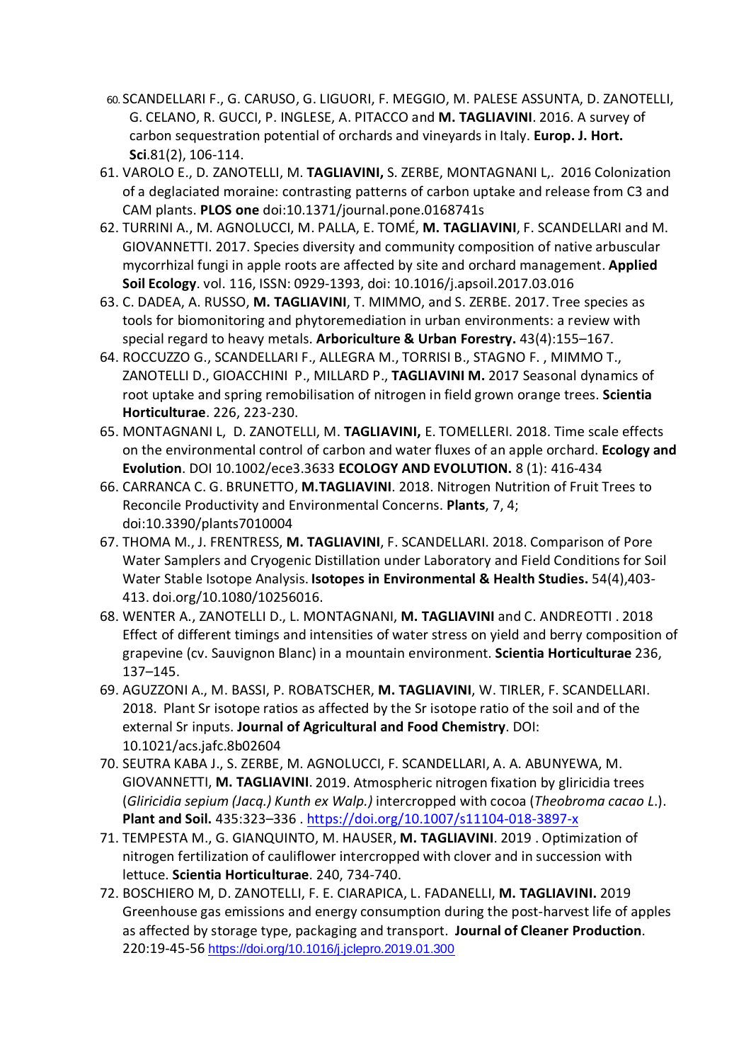60. SCANDELLARI F., G. CARUSO, G. LIGUORI, F. MEGGIO, M. PALESE ASSUNTA, D. ZANOTELLI, G. CELANO, R. GUCCI, P. INGLESE, A. PITACCO and **M. TAGLIAVINI**. 2016. A survey of carbon sequestration potential of orchards and vineyards in Italy. **Europ. J. Hort. Sci**.81(2), 106-114.
61. VAROLO E., D. ZANOTELLI, M. **TAGLIAVINI,** S. ZERBE, MONTAGNANI L,. 2016 Colonization of a deglaciated moraine: contrasting patterns of carbon uptake and release from C3 and CAM plants. **PLOS one** doi:10.1371/journal.pone.0168741s
62. TURRINI A., M. AGNOLUCCI, M. PALLA, E. TOMÉ, **M. TAGLIAVINI**, F. SCANDELLARI and M. GIOVANNETTI. 2017. Species diversity and community composition of native arbuscular mycorrhizal fungi in apple roots are affected by site and orchard management. **Applied Soil Ecology**. vol. 116, ISSN: 0929-1393, doi: 10.1016/j.apsoil.2017.03.016
63. C. DADEA, A. RUSSO, **M. TAGLIAVINI**, T. MIMMO, and S. ZERBE. 2017. Tree species as tools for biomonitoring and phytoremediation in urban environments: a review with special regard to heavy metals. **Arboriculture & Urban Forestry.** 43(4):155–167.
64. ROCCUZZO G., SCANDELLARI F., ALLEGRA M., TORRISI B., STAGNO F. , MIMMO T., ZANOTELLI D., GIOACCHINI P., MILLARD P., **TAGLIAVINI M.** 2017 Seasonal dynamics of root uptake and spring remobilisation of nitrogen in field grown orange trees. **Scientia Horticulturae**. 226, 223-230.
65. MONTAGNANI L, D. ZANOTELLI, M. **TAGLIAVINI,** E. TOMELLERI. 2018. Time scale effects on the environmental control of carbon and water fluxes of an apple orchard. **Ecology and Evolution**. DOI 10.1002/ece3.3633 **ECOLOGY AND EVOLUTION.** 8 (1): 416-434
66. CARRANCA C. G. BRUNETTO, **M.TAGLIAVINI**. 2018. Nitrogen Nutrition of Fruit Trees to Reconcile Productivity and Environmental Concerns. **Plants**, 7, 4; doi:10.3390/plants7010004
67. THOMA M., J. FRENTRESS, **M. TAGLIAVINI**, F. SCANDELLARI. 2018. Comparison of Pore Water Samplers and Cryogenic Distillation under Laboratory and Field Conditions for Soil Water Stable Isotope Analysis. **Isotopes in Environmental & Health Studies.** 54(4),403-413. doi.org/10.1080/10256016.
68. WENTER A., ZANOTELLI D., L. MONTAGNANI, **M. TAGLIAVINI** and C. ANDREOTTI . 2018 Effect of different timings and intensities of water stress on yield and berry composition of grapevine (cv. Sauvignon Blanc) in a mountain environment. **Scientia Horticulturae** 236, 137–145.
69. AGUZZONI A., M. BASSI, P. ROBATSCHER, **M. TAGLIAVINI**, W. TIRLER, F. SCANDELLARI. 2018. Plant Sr isotope ratios as affected by the Sr isotope ratio of the soil and of the external Sr inputs. **Journal of Agricultural and Food Chemistry**. DOI: 10.1021/acs.jafc.8b02604
70. SEUTRA KABA J., S. ZERBE, M. AGNOLUCCI, F. SCANDELLARI, A. A. ABUNYEWA, M. GIOVANNETTI, **M. TAGLIAVINI**. 2019. Atmospheric nitrogen fixation by gliricidia trees (*Gliricidia sepium (Jacq.) Kunth ex Walp.)* intercropped with cocoa (*Theobroma cacao L*.). **Plant and Soil.** 435:323–336 . https://doi.org/10.1007/s11104-018-3897-x
71. TEMPESTA M., G. GIANQUINTO, M. HAUSER, **M. TAGLIAVINI**. 2019 . Optimization of nitrogen fertilization of cauliflower intercropped with clover and in succession with lettuce. **Scientia Horticulturae**. 240, 734-740.
72. BOSCHIERO M, D. ZANOTELLI, F. E. CIARAPICA, L. FADANELLI, **M. TAGLIAVINI.** 2019 Greenhouse gas emissions and energy consumption during the post-harvest life of apples as affected by storage type, packaging and transport. **Journal of Cleaner Production**. 220:19-45-56 https://doi.org/10.1016/j.jclepro.2019.01.300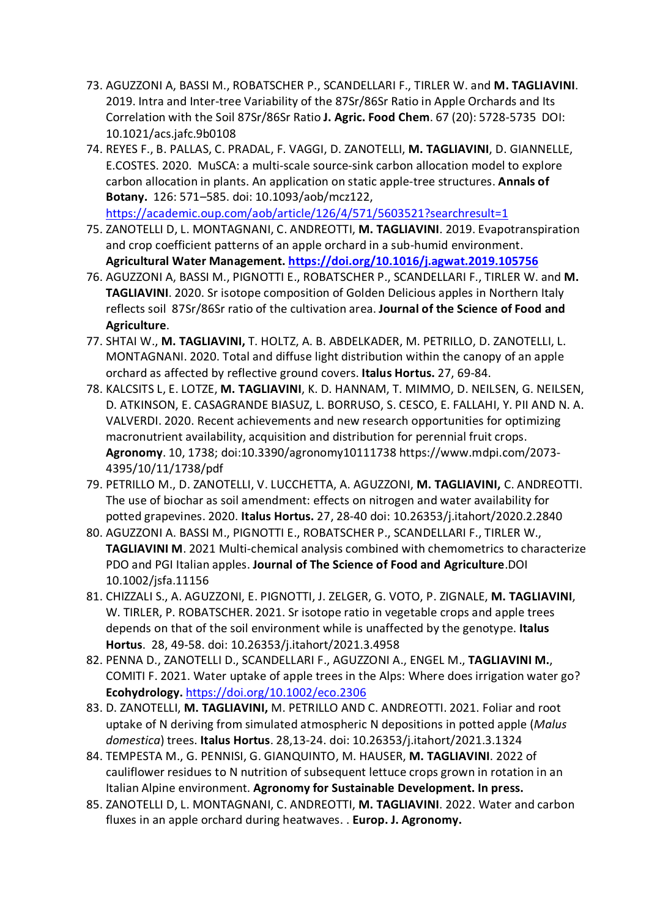73. AGUZZONI A, BASSI M., ROBATSCHER P., SCANDELLARI F., TIRLER W. and **M. TAGLIAVINI**. 2019. Intra and Inter-tree Variability of the 87Sr/86Sr Ratio in Apple Orchards and Its Correlation with the Soil 87Sr/86Sr Ratio **J. Agric. Food Chem**. 67 (20): 5728-5735 DOI: 10.1021/acs.jafc.9b0108
74. REYES F., B. PALLAS, C. PRADAL, F. VAGGI, D. ZANOTELLI, **M. TAGLIAVINI**, D. GIANNELLE, E.COSTES. 2020. MuSCA: a multi-scale source-sink carbon allocation model to explore carbon allocation in plants. An application on static apple-tree structures. **Annals of Botany.** 126: 571–585. doi: 10.1093/aob/mcz122, https://academic.oup.com/aob/article/126/4/571/5603521?searchresult=1
75. ZANOTELLI D, L. MONTAGNANI, C. ANDREOTTI, **M. TAGLIAVINI**. 2019. Evapotranspiration and crop coefficient patterns of an apple orchard in a sub-humid environment. **Agricultural Water Management. https://doi.org/10.1016/j.agwat.2019.105756**
76. AGUZZONI A, BASSI M., PIGNOTTI E., ROBATSCHER P., SCANDELLARI F., TIRLER W. and **M. TAGLIAVINI**. 2020. Sr isotope composition of Golden Delicious apples in Northern Italy reflects soil 87Sr/86Sr ratio of the cultivation area. **Journal of the Science of Food and Agriculture**.
77. SHTAI W., **M. TAGLIAVINI,** T. HOLTZ, A. B. ABDELKADER, M. PETRILLO, D. ZANOTELLI, L. MONTAGNANI. 2020. Total and diffuse light distribution within the canopy of an apple orchard as affected by reflective ground covers. **Italus Hortus.** 27, 69-84.
78. KALCSITS L, E. LOTZE, **M. TAGLIAVINI**, K. D. HANNAM, T. MIMMO, D. NEILSEN, G. NEILSEN, D. ATKINSON, E. CASAGRANDE BIASUZ, L. BORRUSO, S. CESCO, E. FALLAHI, Y. PII AND N. A. VALVERDI. 2020. Recent achievements and new research opportunities for optimizing macronutrient availability, acquisition and distribution for perennial fruit crops. **Agronomy**. 10, 1738; doi:10.3390/agronomy10111738 https://www.mdpi.com/2073-4395/10/11/1738/pdf
79. PETRILLO M., D. ZANOTELLI, V. LUCCHETTA, A. AGUZZONI, **M. TAGLIAVINI,** C. ANDREOTTI. The use of biochar as soil amendment: effects on nitrogen and water availability for potted grapevines. 2020. **Italus Hortus.** 27, 28-40 doi: 10.26353/j.itahort/2020.2.2840
80. AGUZZONI A. BASSI M., PIGNOTTI E., ROBATSCHER P., SCANDELLARI F., TIRLER W., **TAGLIAVINI M**. 2021 Multi-chemical analysis combined with chemometrics to characterize PDO and PGI Italian apples. **Journal of The Science of Food and Agriculture**.DOI 10.1002/jsfa.11156
81. CHIZZALI S., A. AGUZZONI, E. PIGNOTTI, J. ZELGER, G. VOTO, P. ZIGNALE, **M. TAGLIAVINI**, W. TIRLER, P. ROBATSCHER. 2021. Sr isotope ratio in vegetable crops and apple trees depends on that of the soil environment while is unaffected by the genotype. **Italus Hortus**. 28, 49-58. doi: 10.26353/j.itahort/2021.3.4958
82. PENNA D., ZANOTELLI D., SCANDELLARI F., AGUZZONI A., ENGEL M., **TAGLIAVINI M.**, COMITI F. 2021. Water uptake of apple trees in the Alps: Where does irrigation water go? **Ecohydrology.** https://doi.org/10.1002/eco.2306
83. D. ZANOTELLI, **M. TAGLIAVINI,** M. PETRILLO AND C. ANDREOTTI. 2021. Foliar and root uptake of N deriving from simulated atmospheric N depositions in potted apple (*Malus domestica*) trees. **Italus Hortus**. 28,13-24. doi: 10.26353/j.itahort/2021.3.1324
84. TEMPESTA M., G. PENNISI, G. GIANQUINTO, M. HAUSER, **M. TAGLIAVINI**. 2022 of cauliflower residues to N nutrition of subsequent lettuce crops grown in rotation in an Italian Alpine environment. **Agronomy for Sustainable Development. In press.**
85. ZANOTELLI D, L. MONTAGNANI, C. ANDREOTTI, **M. TAGLIAVINI**. 2022. Water and carbon fluxes in an apple orchard during heatwaves. . **Europ. J. Agronomy.**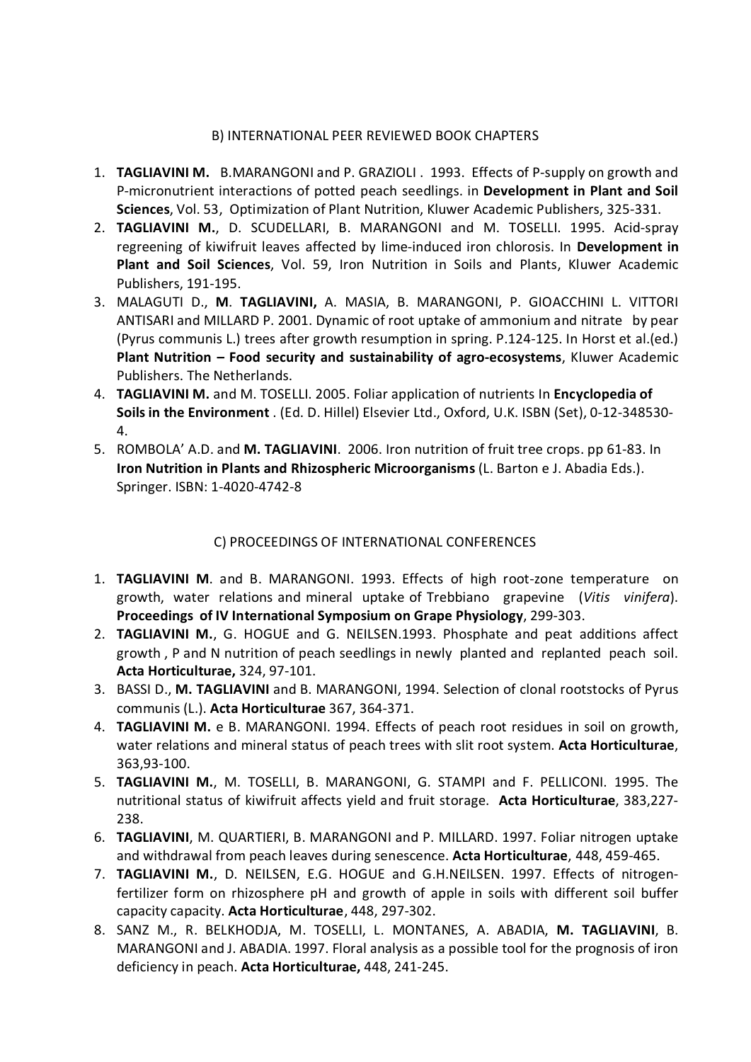### B) INTERNATIONAL PEER REVIEWED BOOK CHAPTERS

1. **TAGLIAVINI M.** B.MARANGONI and P. GRAZIOLI . 1993. Effects of P-supply on growth and P-micronutrient interactions of potted peach seedlings. in **Development in Plant and Soil Sciences**, Vol. 53, Optimization of Plant Nutrition, Kluwer Academic Publishers, 325-331.
2. **TAGLIAVINI M.**, D. SCUDELLARI, B. MARANGONI and M. TOSELLI. 1995. Acid-spray regreening of kiwifruit leaves affected by lime-induced iron chlorosis. In **Development in Plant and Soil Sciences**, Vol. 59, Iron Nutrition in Soils and Plants, Kluwer Academic Publishers, 191-195.
3. MALAGUTI D., **M**. **TAGLIAVINI,** A. MASIA, B. MARANGONI, P. GIOACCHINI L. VITTORI ANTISARI and MILLARD P. 2001. Dynamic of root uptake of ammonium and nitrate by pear (Pyrus communis L.) trees after growth resumption in spring. P.124-125. In Horst et al.(ed.) **Plant Nutrition – Food security and sustainability of agro-ecosystems**, Kluwer Academic Publishers. The Netherlands.
4. **TAGLIAVINI M.** and M. TOSELLI. 2005. Foliar application of nutrients In **Encyclopedia of Soils in the Environment** . (Ed. D. Hillel) Elsevier Ltd., Oxford, U.K. ISBN (Set), 0-12-348530-4.
5. ROMBOLA' A.D. and **M. TAGLIAVINI**. 2006. Iron nutrition of fruit tree crops. pp 61-83. In **Iron Nutrition in Plants and Rhizospheric Microorganisms** (L. Barton e J. Abadia Eds.). Springer. ISBN: 1-4020-4742-8

### C) PROCEEDINGS OF INTERNATIONAL CONFERENCES

1. **TAGLIAVINI M**. and B. MARANGONI. 1993. Effects of high root-zone temperature on growth, water relations and mineral uptake of Trebbiano grapevine (*Vitis vinifera*). **Proceedings of IV International Symposium on Grape Physiology**, 299-303.
2. **TAGLIAVINI M.**, G. HOGUE and G. NEILSEN.1993. Phosphate and peat additions affect growth , P and N nutrition of peach seedlings in newly planted and replanted peach soil. **Acta Horticulturae,** 324, 97-101.
3. BASSI D., **M. TAGLIAVINI** and B. MARANGONI, 1994. Selection of clonal rootstocks of Pyrus communis (L.). **Acta Horticulturae** 367, 364-371.
4. **TAGLIAVINI M.** e B. MARANGONI. 1994. Effects of peach root residues in soil on growth, water relations and mineral status of peach trees with slit root system. **Acta Horticulturae**, 363,93-100.
5. **TAGLIAVINI M.**, M. TOSELLI, B. MARANGONI, G. STAMPI and F. PELLICONI. 1995. The nutritional status of kiwifruit affects yield and fruit storage. **Acta Horticulturae**, 383,227-238.
6. **TAGLIAVINI**, M. QUARTIERI, B. MARANGONI and P. MILLARD. 1997. Foliar nitrogen uptake and withdrawal from peach leaves during senescence. **Acta Horticulturae**, 448, 459-465.
7. **TAGLIAVINI M.**, D. NEILSEN, E.G. HOGUE and G.H.NEILSEN. 1997. Effects of nitrogen-fertilizer form on rhizosphere pH and growth of apple in soils with different soil buffer capacity capacity. **Acta Horticulturae**, 448, 297-302.
8. SANZ M., R. BELKHODJA, M. TOSELLI, L. MONTANES, A. ABADIA, **M. TAGLIAVINI**, B. MARANGONI and J. ABADIA. 1997. Floral analysis as a possible tool for the prognosis of iron deficiency in peach. **Acta Horticulturae,** 448, 241-245.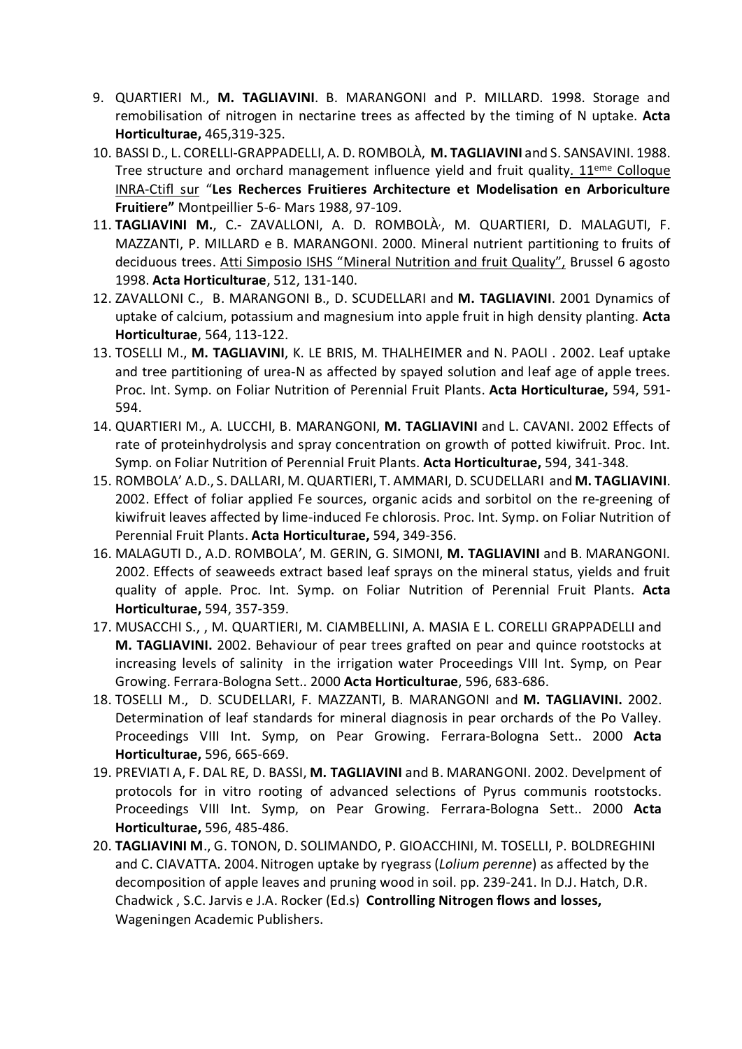9. QUARTIERI M., **M. TAGLIAVINI**. B. MARANGONI and P. MILLARD. 1998. Storage and remobilisation of nitrogen in nectarine trees as affected by the timing of N uptake. **Acta Horticulturae,** 465,319-325.
10. BASSI D., L. CORELLI-GRAPPADELLI, A. D. ROMBOLÀ, **M. TAGLIAVINI** and S. SANSAVINI. 1988. Tree structure and orchard management influence yield and fruit quality. 11[eme] Colloque INRA-Ctifl sur "**Les Recherces Fruitieres Architecture et Modelisation en Arboriculture Fruitiere"** Montpeillier 5-6- Mars 1988, 97-109.
11. **TAGLIAVINI M.**, C.- ZAVALLONI, A. D. ROMBOLÀ, M. QUARTIERI, D. MALAGUTI, F. MAZZANTI, P. MILLARD e B. MARANGONI. 2000. Mineral nutrient partitioning to fruits of deciduous trees. Atti Simposio ISHS "Mineral Nutrition and fruit Quality", Brussel 6 agosto 1998. **Acta Horticulturae**, 512, 131-140.
12. ZAVALLONI C., B. MARANGONI B., D. SCUDELLARI and **M. TAGLIAVINI**. 2001 Dynamics of uptake of calcium, potassium and magnesium into apple fruit in high density planting. **Acta Horticulturae**, 564, 113-122.
13. TOSELLI M., **M. TAGLIAVINI**, K. LE BRIS, M. THALHEIMER and N. PAOLI . 2002. Leaf uptake and tree partitioning of urea-N as affected by spayed solution and leaf age of apple trees. Proc. Int. Symp. on Foliar Nutrition of Perennial Fruit Plants. **Acta Horticulturae,** 594, 591-594.
14. QUARTIERI M., A. LUCCHI, B. MARANGONI, **M. TAGLIAVINI** and L. CAVANI. 2002 Effects of rate of proteinhydrolysis and spray concentration on growth of potted kiwifruit. Proc. Int. Symp. on Foliar Nutrition of Perennial Fruit Plants. **Acta Horticulturae,** 594, 341-348.
15. ROMBOLA' A.D., S. DALLARI, M. QUARTIERI, T. AMMARI, D. SCUDELLARI and **M. TAGLIAVINI**. 2002. Effect of foliar applied Fe sources, organic acids and sorbitol on the re-greening of kiwifruit leaves affected by lime-induced Fe chlorosis. Proc. Int. Symp. on Foliar Nutrition of Perennial Fruit Plants. **Acta Horticulturae,** 594, 349-356.
16. MALAGUTI D., A.D. ROMBOLA', M. GERIN, G. SIMONI, **M. TAGLIAVINI** and B. MARANGONI. 2002. Effects of seaweeds extract based leaf sprays on the mineral status, yields and fruit quality of apple. Proc. Int. Symp. on Foliar Nutrition of Perennial Fruit Plants. **Acta Horticulturae,** 594, 357-359.
17. MUSACCHI S., , M. QUARTIERI, M. CIAMBELLINI, A. MASIA E L. CORELLI GRAPPADELLI and **M. TAGLIAVINI.** 2002. Behaviour of pear trees grafted on pear and quince rootstocks at increasing levels of salinity in the irrigation water Proceedings VIII Int. Symp, on Pear Growing. Ferrara-Bologna Sett.. 2000 **Acta Horticulturae**, 596, 683-686.
18. TOSELLI M., D. SCUDELLARI, F. MAZZANTI, B. MARANGONI and **M. TAGLIAVINI.** 2002. Determination of leaf standards for mineral diagnosis in pear orchards of the Po Valley. Proceedings VIII Int. Symp, on Pear Growing. Ferrara-Bologna Sett.. 2000 **Acta Horticulturae,** 596, 665-669.
19. PREVIATI A, F. DAL RE, D. BASSI, **M. TAGLIAVINI** and B. MARANGONI. 2002. Develpment of protocols for in vitro rooting of advanced selections of Pyrus communis rootstocks. Proceedings VIII Int. Symp, on Pear Growing. Ferrara-Bologna Sett.. 2000 **Acta Horticulturae,** 596, 485-486.
20. **TAGLIAVINI M**., G. TONON, D. SOLIMANDO, P. GIOACCHINI, M. TOSELLI, P. BOLDREGHINI and C. CIAVATTA. 2004. Nitrogen uptake by ryegrass (*Lolium perenne*) as affected by the decomposition of apple leaves and pruning wood in soil. pp. 239-241. In D.J. Hatch, D.R. Chadwick , S.C. Jarvis e J.A. Rocker (Ed.s) **Controlling Nitrogen flows and losses,** Wageningen Academic Publishers.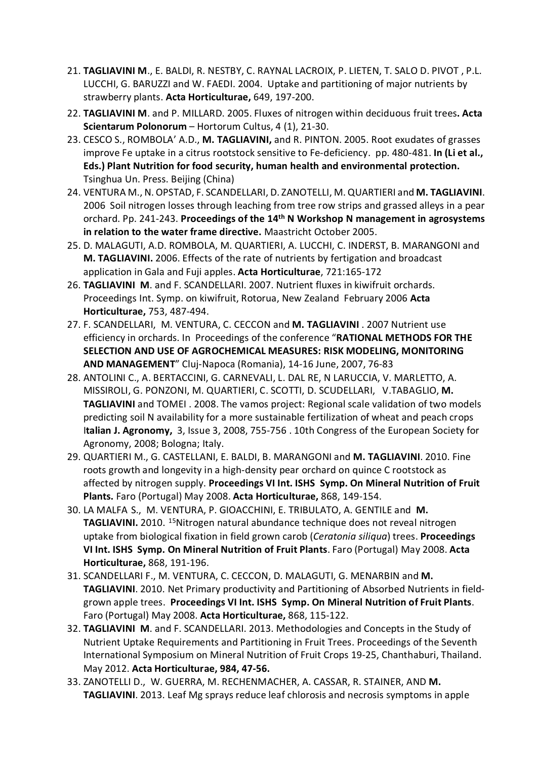21. **TAGLIAVINI M**., E. BALDI, R. NESTBY, C. RAYNAL LACROIX, P. LIETEN, T. SALO D. PIVOT , P.L. LUCCHI, G. BARUZZI and W. FAEDI. 2004. Uptake and partitioning of major nutrients by strawberry plants. **Acta Horticulturae,** 649, 197-200.
22. **TAGLIAVINI M**. and P. MILLARD. 2005. Fluxes of nitrogen within deciduous fruit trees**. Acta Scientarum Polonorum** – Hortorum Cultus, 4 (1), 21-30.
23. CESCO S., ROMBOLA' A.D., **M. TAGLIAVINI,** and R. PINTON. 2005. Root exudates of grasses improve Fe uptake in a citrus rootstock sensitive to Fe-deficiency. pp. 480-481. **In (Li et al., Eds.) Plant Nutrition for food security, human health and environmental protection.** Tsinghua Un. Press. Beijing (China)
24. VENTURA M., N. OPSTAD, F. SCANDELLARI, D. ZANOTELLI, M. QUARTIERI and **M. TAGLIAVINI**. 2006 Soil nitrogen losses through leaching from tree row strips and grassed alleys in a pear orchard. Pp. 241-243. **Proceedings of the 14th N Workshop N management in agrosystems in relation to the water frame directive.** Maastricht October 2005.
25. D. MALAGUTI, A.D. ROMBOLA, M. QUARTIERI, A. LUCCHI, C. INDERST, B. MARANGONI and **M. TAGLIAVINI.** 2006. Effects of the rate of nutrients by fertigation and broadcast application in Gala and Fuji apples. **Acta Horticulturae**, 721:165-172
26. **TAGLIAVINI M**. and F. SCANDELLARI. 2007. Nutrient fluxes in kiwifruit orchards. Proceedings Int. Symp. on kiwifruit, Rotorua, New Zealand February 2006 **Acta Horticulturae,** 753, 487-494.
27. F. SCANDELLARI, M. VENTURA, C. CECCON and **M. TAGLIAVINI** . 2007 Nutrient use efficiency in orchards. In Proceedings of the conference "**RATIONAL METHODS FOR THE SELECTION AND USE OF AGROCHEMICAL MEASURES: RISK MODELING, MONITORING AND MANAGEMENT**" Cluj-Napoca (Romania), 14-16 June, 2007, 76-83
28. ANTOLINI C., A. BERTACCINI, G. CARNEVALI, L. DAL RE, N LARUCCIA, V. MARLETTO, A. MISSIROLI, G. PONZONI, M. QUARTIERI, C. SCOTTI, D. SCUDELLARI, V.TABAGLIO, **M. TAGLIAVINI** and TOMEI . 2008. The vamos project: Regional scale validation of two models predicting soil N availability for a more sustainable fertilization of wheat and peach crops I**talian J. Agronomy,** 3, Issue 3, 2008, 755-756 . 10th Congress of the European Society for Agronomy, 2008; Bologna; Italy.
29. QUARTIERI M., G. CASTELLANI, E. BALDI, B. MARANGONI and **M. TAGLIAVINI**. 2010. Fine roots growth and longevity in a high-density pear orchard on quince C rootstock as affected by nitrogen supply. **Proceedings VI Int. ISHS Symp. On Mineral Nutrition of Fruit Plants.** Faro (Portugal) May 2008. **Acta Horticulturae,** 868, 149-154.
30. LA MALFA S., M. VENTURA, P. GIOACCHINI, E. TRIBULATO, A. GENTILE and **M. TAGLIAVINI.** 2010. $^{15}$Nitrogen natural abundance technique does not reveal nitrogen uptake from biological fixation in field grown carob (*Ceratonia siliqua*) trees. **Proceedings VI Int. ISHS Symp. On Mineral Nutrition of Fruit Plants**. Faro (Portugal) May 2008. **Acta Horticulturae,** 868, 191-196.
31. SCANDELLARI F., M. VENTURA, C. CECCON, D. MALAGUTI, G. MENARBIN and **M. TAGLIAVINI**. 2010. Net Primary productivity and Partitioning of Absorbed Nutrients in field-grown apple trees. **Proceedings VI Int. ISHS Symp. On Mineral Nutrition of Fruit Plants**. Faro (Portugal) May 2008. **Acta Horticulturae,** 868, 115-122.
32. **TAGLIAVINI M**. and F. SCANDELLARI. 2013. Methodologies and Concepts in the Study of Nutrient Uptake Requirements and Partitioning in Fruit Trees. Proceedings of the Seventh International Symposium on Mineral Nutrition of Fruit Crops 19-25, Chanthaburi, Thailand. May 2012. **Acta Horticulturae, 984, 47-56.**
33. ZANOTELLI D., W. GUERRA, M. RECHENMACHER, A. CASSAR, R. STAINER, AND **M. TAGLIAVINI**. 2013. Leaf Mg sprays reduce leaf chlorosis and necrosis symptoms in apple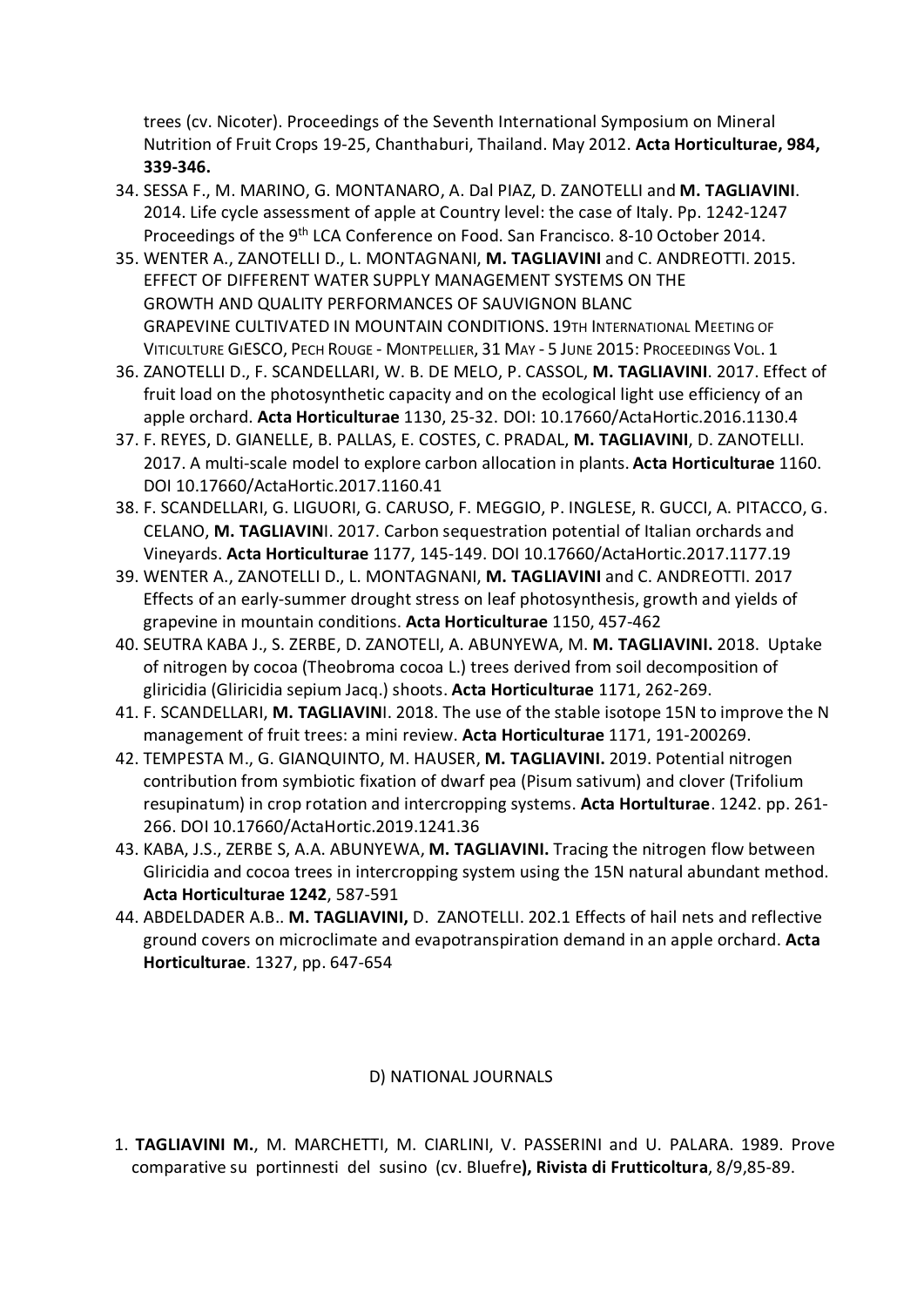trees (cv. Nicoter). Proceedings of the Seventh International Symposium on Mineral Nutrition of Fruit Crops 19-25, Chanthaburi, Thailand. May 2012. **Acta Horticulturae, 984, 339-346.**

34. SESSA F., M. MARINO, G. MONTANARO, A. Dal PIAZ, D. ZANOTELLI and **M. TAGLIAVINI**. 2014. Life cycle assessment of apple at Country level: the case of Italy. Pp. 1242-1247 Proceedings of the 9th LCA Conference on Food. San Francisco. 8-10 October 2014.
35. WENTER A., ZANOTELLI D., L. MONTAGNANI, **M. TAGLIAVINI** and C. ANDREOTTI. 2015. EFFECT OF DIFFERENT WATER SUPPLY MANAGEMENT SYSTEMS ON THE GROWTH AND QUALITY PERFORMANCES OF SAUVIGNON BLANC GRAPEVINE CULTIVATED IN MOUNTAIN CONDITIONS. 19TH INTERNATIONAL MEETING OF VITICULTURE GIESCO, PECH ROUGE - MONTPELLIER, 31 MAY - 5 JUNE 2015: PROCEEDINGS VOL. 1
36. ZANOTELLI D., F. SCANDELLARI, W. B. DE MELO, P. CASSOL, **M. TAGLIAVINI**. 2017. Effect of fruit load on the photosynthetic capacity and on the ecological light use efficiency of an apple orchard. **Acta Horticulturae** 1130, 25-32. DOI: 10.17660/ActaHortic.2016.1130.4
37. F. REYES, D. GIANELLE, B. PALLAS, E. COSTES, C. PRADAL, **M. TAGLIAVINI**, D. ZANOTELLI. 2017. A multi-scale model to explore carbon allocation in plants. **Acta Horticulturae** 1160. DOI 10.17660/ActaHortic.2017.1160.41
38. F. SCANDELLARI, G. LIGUORI, G. CARUSO, F. MEGGIO, P. INGLESE, R. GUCCI, A. PITACCO, G. CELANO, **M. TAGLIAVIN**I. 2017. Carbon sequestration potential of Italian orchards and Vineyards. **Acta Horticulturae** 1177, 145-149. DOI 10.17660/ActaHortic.2017.1177.19
39. WENTER A., ZANOTELLI D., L. MONTAGNANI, **M. TAGLIAVINI** and C. ANDREOTTI. 2017 Effects of an early-summer drought stress on leaf photosynthesis, growth and yields of grapevine in mountain conditions. **Acta Horticulturae** 1150, 457-462
40. SEUTRA KABA J., S. ZERBE, D. ZANOTELI, A. ABUNYEWA, M. **M. TAGLIAVINI.** 2018. Uptake of nitrogen by cocoa (Theobroma cocoa L.) trees derived from soil decomposition of gliricidia (Gliricidia sepium Jacq.) shoots. **Acta Horticulturae** 1171, 262-269.
41. F. SCANDELLARI, **M. TAGLIAVIN**I. 2018. The use of the stable isotope 15N to improve the N management of fruit trees: a mini review. **Acta Horticulturae** 1171, 191-200269.
42. TEMPESTA M., G. GIANQUINTO, M. HAUSER, **M. TAGLIAVINI.** 2019. Potential nitrogen contribution from symbiotic fixation of dwarf pea (Pisum sativum) and clover (Trifolium resupinatum) in crop rotation and intercropping systems. **Acta Hortulturae**. 1242. pp. 261-266. DOI 10.17660/ActaHortic.2019.1241.36
43. KABA, J.S., ZERBE S, A.A. ABUNYEWA, **M. TAGLIAVINI.** Tracing the nitrogen flow between Gliricidia and cocoa trees in intercropping system using the 15N natural abundant method. **Acta Horticulturae 1242**, 587-591
44. ABDELDADER A.B.. **M. TAGLIAVINI,** D. ZANOTELLI. 202.1 Effects of hail nets and reflective ground covers on microclimate and evapotranspiration demand in an apple orchard. **Acta Horticulturae**. 1327, pp. 647-654

D) NATIONAL JOURNALS

1. **TAGLIAVINI M.**, M. MARCHETTI, M. CIARLINI, V. PASSERINI and U. PALARA. 1989. Prove comparative su portinnesti del susino (cv. Bluefre**), Rivista di Frutticoltura**, 8/9,85-89.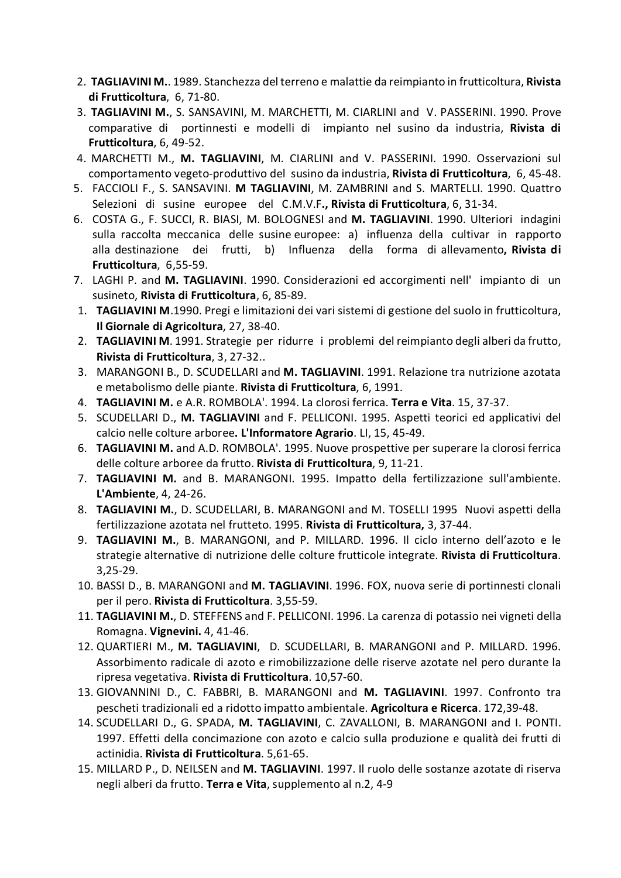2. **TAGLIAVINI M.**. 1989. Stanchezza del terreno e malattie da reimpianto in frutticoltura, **Rivista di Frutticoltura**, 6, 71-80.
3. **TAGLIAVINI M.**, S. SANSAVINI, M. MARCHETTI, M. CIARLINI and V. PASSERINI. 1990. Prove comparative di portinnesti e modelli di impianto nel susino da industria, **Rivista di Frutticoltura**, 6, 49-52.
4. MARCHETTI M., **M. TAGLIAVINI**, M. CIARLINI and V. PASSERINI. 1990. Osservazioni sul comportamento vegeto-produttivo del susino da industria, **Rivista di Frutticoltura**, 6, 45-48.
5. FACCIOLI F., S. SANSAVINI. **M TAGLIAVINI**, M. ZAMBRINI and S. MARTELLI. 1990. Quattro Selezioni di susine europee del C.M.V.F**., Rivista di Frutticoltura**, 6, 31-34.
6. COSTA G., F. SUCCI, R. BIASI, M. BOLOGNESI and **M. TAGLIAVINI**. 1990. Ulteriori indagini sulla raccolta meccanica delle susine europee: a) influenza della cultivar in rapporto alla destinazione dei frutti, b) Influenza della forma di allevamento**, Rivista di Frutticoltura**, 6,55-59.
7. LAGHI P. and **M. TAGLIAVINI**. 1990. Considerazioni ed accorgimenti nell' impianto di un susineto, **Rivista di Frutticoltura**, 6, 85-89.

1. **TAGLIAVINI M**.1990. Pregi e limitazioni dei vari sistemi di gestione del suolo in frutticoltura, **Il Giornale di Agricoltura**, 27, 38-40.
2. **TAGLIAVINI M**. 1991. Strategie per ridurre i problemi del reimpianto degli alberi da frutto, **Rivista di Frutticoltura**, 3, 27-32..
3. MARANGONI B., D. SCUDELLARI and **M. TAGLIAVINI**. 1991. Relazione tra nutrizione azotata e metabolismo delle piante. **Rivista di Frutticoltura**, 6, 1991.
4. **TAGLIAVINI M.** e A.R. ROMBOLA'. 1994. La clorosi ferrica. **Terra e Vita**. 15, 37-37.
5. SCUDELLARI D., **M. TAGLIAVINI** and F. PELLICONI. 1995. Aspetti teorici ed applicativi del calcio nelle colture arboree**. L'Informatore Agrario**. LI, 15, 45-49.
6. **TAGLIAVINI M.** and A.D. ROMBOLA'. 1995. Nuove prospettive per superare la clorosi ferrica delle colture arboree da frutto. **Rivista di Frutticoltura**, 9, 11-21.
7. **TAGLIAVINI M.** and B. MARANGONI. 1995. Impatto della fertilizzazione sull'ambiente. **L'Ambiente**, 4, 24-26.
8. **TAGLIAVINI M.**, D. SCUDELLARI, B. MARANGONI and M. TOSELLI 1995 Nuovi aspetti della fertilizzazione azotata nel frutteto. 1995. **Rivista di Frutticoltura,** 3, 37-44.
9. **TAGLIAVINI M.**, B. MARANGONI, and P. MILLARD. 1996. Il ciclo interno dell'azoto e le strategie alternative di nutrizione delle colture frutticole integrate. **Rivista di Frutticoltura**. 3,25-29.
10. BASSI D., B. MARANGONI and **M. TAGLIAVINI**. 1996. FOX, nuova serie di portinnesti clonali per il pero. **Rivista di Frutticoltura**. 3,55-59.
11. **TAGLIAVINI M.**, D. STEFFENS and F. PELLICONI. 1996. La carenza di potassio nei vigneti della Romagna. **Vignevini.** 4, 41-46.
12. QUARTIERI M., **M. TAGLIAVINI**, D. SCUDELLARI, B. MARANGONI and P. MILLARD. 1996. Assorbimento radicale di azoto e rimobilizzazione delle riserve azotate nel pero durante la ripresa vegetativa. **Rivista di Frutticoltura**. 10,57-60.
13. GIOVANNINI D., C. FABBRI, B. MARANGONI and **M. TAGLIAVINI**. 1997. Confronto tra pescheti tradizionali ed a ridotto impatto ambientale. **Agricoltura e Ricerca**. 172,39-48.
14. SCUDELLARI D., G. SPADA, **M. TAGLIAVINI**, C. ZAVALLONI, B. MARANGONI and I. PONTI. 1997. Effetti della concimazione con azoto e calcio sulla produzione e qualità dei frutti di actinidia. **Rivista di Frutticoltura**. 5,61-65.
15. MILLARD P., D. NEILSEN and **M. TAGLIAVINI**. 1997. Il ruolo delle sostanze azotate di riserva negli alberi da frutto. **Terra e Vita**, supplemento al n.2, 4-9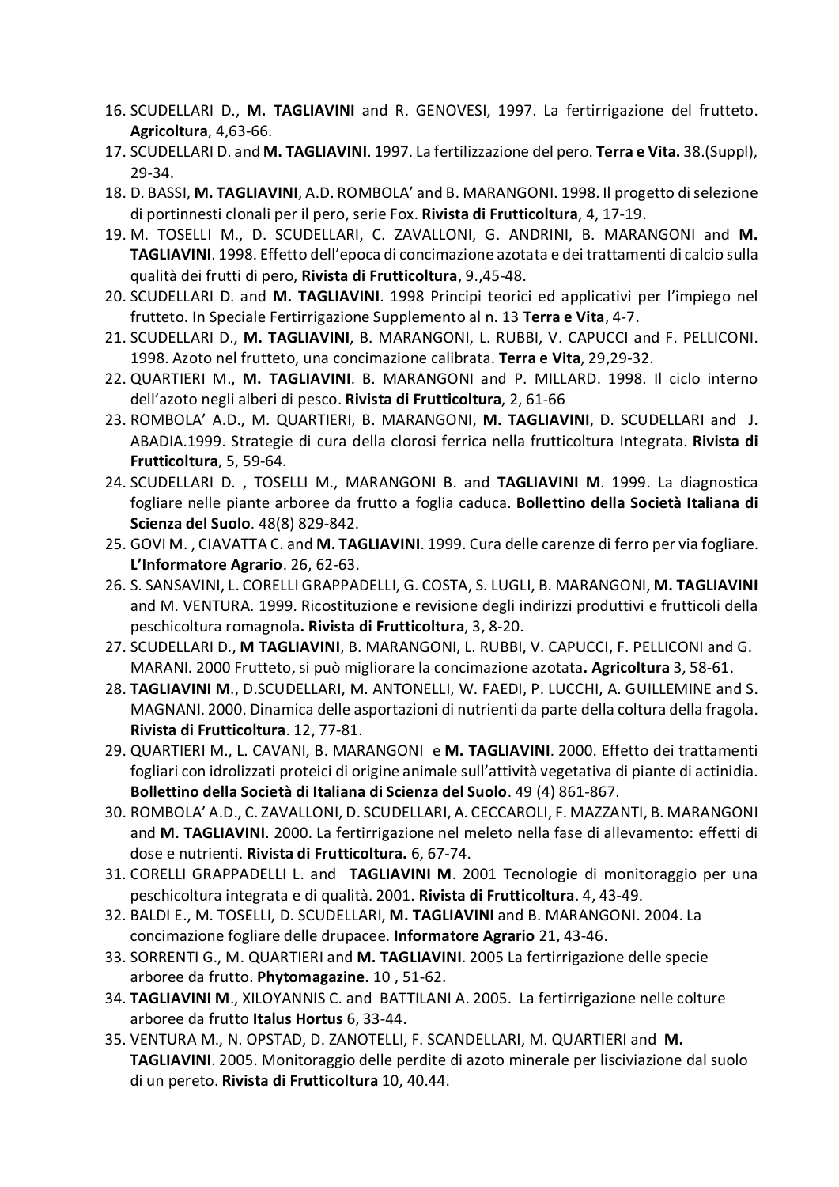16. SCUDELLARI D., **M. TAGLIAVINI** and R. GENOVESI, 1997. La fertirrigazione del frutteto. **Agricoltura**, 4,63-66.
17. SCUDELLARI D. and **M. TAGLIAVINI**. 1997. La fertilizzazione del pero. **Terra e Vita.** 38.(Suppl), 29-34.
18. D. BASSI, **M. TAGLIAVINI**, A.D. ROMBOLA' and B. MARANGONI. 1998. Il progetto di selezione di portinnesti clonali per il pero, serie Fox. **Rivista di Frutticoltura**, 4, 17-19.
19. M. TOSELLI M., D. SCUDELLARI, C. ZAVALLONI, G. ANDRINI, B. MARANGONI and **M. TAGLIAVINI**. 1998. Effetto dell'epoca di concimazione azotata e dei trattamenti di calcio sulla qualità dei frutti di pero, **Rivista di Frutticoltura**, 9.,45-48.
20. SCUDELLARI D. and **M. TAGLIAVINI**. 1998 Principi teorici ed applicativi per l'impiego nel frutteto. In Speciale Fertirrigazione Supplemento al n. 13 **Terra e Vita**, 4-7.
21. SCUDELLARI D., **M. TAGLIAVINI**, B. MARANGONI, L. RUBBI, V. CAPUCCI and F. PELLICONI. 1998. Azoto nel frutteto, una concimazione calibrata. **Terra e Vita**, 29,29-32.
22. QUARTIERI M., **M. TAGLIAVINI**. B. MARANGONI and P. MILLARD. 1998. Il ciclo interno dell'azoto negli alberi di pesco. **Rivista di Frutticoltura**, 2, 61-66
23. ROMBOLA' A.D., M. QUARTIERI, B. MARANGONI, **M. TAGLIAVINI**, D. SCUDELLARI and J. ABADIA.1999. Strategie di cura della clorosi ferrica nella frutticoltura Integrata. **Rivista di Frutticoltura**, 5, 59-64.
24. SCUDELLARI D. , TOSELLI M., MARANGONI B. and **TAGLIAVINI M**. 1999. La diagnostica fogliare nelle piante arboree da frutto a foglia caduca. **Bollettino della Società Italiana di Scienza del Suolo**. 48(8) 829-842.
25. GOVI M. , CIAVATTA C. and **M. TAGLIAVINI**. 1999. Cura delle carenze di ferro per via fogliare. **L'Informatore Agrario**. 26, 62-63.
26. S. SANSAVINI, L. CORELLI GRAPPADELLI, G. COSTA, S. LUGLI, B. MARANGONI, **M. TAGLIAVINI** and M. VENTURA. 1999. Ricostituzione e revisione degli indirizzi produttivi e frutticoli della peschicoltura romagnola. **Rivista di Frutticoltura**, 3, 8-20.
27. SCUDELLARI D., **M TAGLIAVINI**, B. MARANGONI, L. RUBBI, V. CAPUCCI, F. PELLICONI and G. MARANI. 2000 Frutteto, si può migliorare la concimazione azotata**. Agricoltura** 3, 58-61.
28. **TAGLIAVINI M**., D.SCUDELLARI, M. ANTONELLI, W. FAEDI, P. LUCCHI, A. GUILLEMINE and S. MAGNANI. 2000. Dinamica delle asportazioni di nutrienti da parte della coltura della fragola. **Rivista di Frutticoltura**. 12, 77-81.
29. QUARTIERI M., L. CAVANI, B. MARANGONI e **M. TAGLIAVINI**. 2000. Effetto dei trattamenti fogliari con idrolizzati proteici di origine animale sull'attività vegetativa di piante di actinidia. **Bollettino della Società di Italiana di Scienza del Suolo**. 49 (4) 861-867.
30. ROMBOLA' A.D., C. ZAVALLONI, D. SCUDELLARI, A. CECCAROLI, F. MAZZANTI, B. MARANGONI and **M. TAGLIAVINI**. 2000. La fertirrigazione nel meleto nella fase di allevamento: effetti di dose e nutrienti. **Rivista di Frutticoltura.** 6, 67-74.
31. CORELLI GRAPPADELLI L. and **TAGLIAVINI M**. 2001 Tecnologie di monitoraggio per una peschicoltura integrata e di qualità. 2001. **Rivista di Frutticoltura**. 4, 43-49.
32. BALDI E., M. TOSELLI, D. SCUDELLARI, **M. TAGLIAVINI** and B. MARANGONI. 2004. La concimazione fogliare delle drupacee. **Informatore Agrario** 21, 43-46.
33. SORRENTI G., M. QUARTIERI and **M. TAGLIAVINI**. 2005 La fertirrigazione delle specie arboree da frutto. **Phytomagazine.** 10 , 51-62.
34. **TAGLIAVINI M**., XILOYANNIS C. and BATTILANI A. 2005. La fertirrigazione nelle colture arboree da frutto **Italus Hortus** 6, 33-44.
35. VENTURA M., N. OPSTAD, D. ZANOTELLI, F. SCANDELLARI, M. QUARTIERI and **M. TAGLIAVINI**. 2005. Monitoraggio delle perdite di azoto minerale per lisciviazione dal suolo di un pereto. **Rivista di Frutticoltura** 10, 40.44.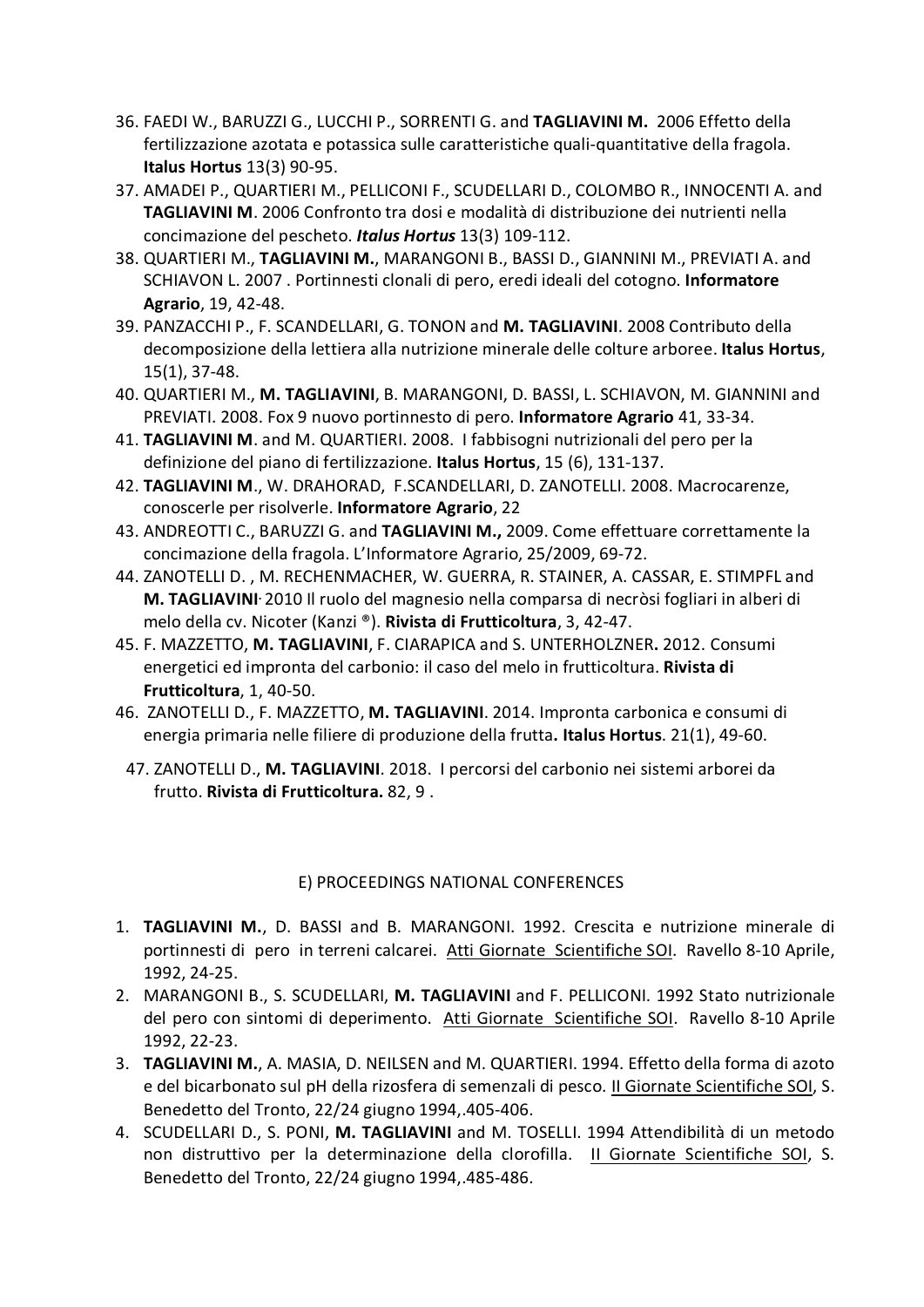36. FAEDI W., BARUZZI G., LUCCHI P., SORRENTI G. and **TAGLIAVINI M.** 2006 Effetto della fertilizzazione azotata e potassica sulle caratteristiche quali-quantitative della fragola. **Italus Hortus** 13(3) 90-95.
37. AMADEI P., QUARTIERI M., PELLICONI F., SCUDELLARI D., COLOMBO R., INNOCENTI A. and **TAGLIAVINI M**. 2006 Confronto tra dosi e modalità di distribuzione dei nutrienti nella concimazione del pescheto. ***Italus Hortus*** 13(3) 109-112.
38. QUARTIERI M., **TAGLIAVINI M.**, MARANGONI B., BASSI D., GIANNINI M., PREVIATI A. and SCHIAVON L. 2007 . Portinnesti clonali di pero, eredi ideali del cotogno. **Informatore Agrario**, 19, 42-48.
39. PANZACCHI P., F. SCANDELLARI, G. TONON and **M. TAGLIAVINI**. 2008 Contributo della decomposizione della lettiera alla nutrizione minerale delle colture arboree. **Italus Hortus**, 15(1), 37-48.
40. QUARTIERI M., **M. TAGLIAVINI**, B. MARANGONI, D. BASSI, L. SCHIAVON, M. GIANNINI and PREVIATI. 2008. Fox 9 nuovo portinnesto di pero. **Informatore Agrario** 41, 33-34.
41. **TAGLIAVINI M**. and M. QUARTIERI. 2008. I fabbisogni nutrizionali del pero per la definizione del piano di fertilizzazione. **Italus Hortus**, 15 (6), 131-137.
42. **TAGLIAVINI M**., W. DRAHORAD, F.SCANDELLARI, D. ZANOTELLI. 2008. Macrocarenze, conoscerle per risolverle. **Informatore Agrario**, 22
43. ANDREOTTI C., BARUZZI G. and **TAGLIAVINI M.,** 2009. Come effettuare correttamente la concimazione della fragola. L'Informatore Agrario, 25/2009, 69-72.
44. ZANOTELLI D. , M. RECHENMACHER, W. GUERRA, R. STAINER, A. CASSAR, E. STIMPFL and **M. TAGLIAVINI**. 2010 Il ruolo del magnesio nella comparsa di necròsi fogliari in alberi di melo della cv. Nicoter (Kanzi ®). **Rivista di Frutticoltura**, 3, 42-47.
45. F. MAZZETTO, **M. TAGLIAVINI**, F. CIARAPICA and S. UNTERHOLZNER**.** 2012. Consumi energetici ed impronta del carbonio: il caso del melo in frutticoltura. **Rivista di Frutticoltura**, 1, 40-50.
46. ZANOTELLI D., F. MAZZETTO, **M. TAGLIAVINI**. 2014. Impronta carbonica e consumi di energia primaria nelle filiere di produzione della frutta**. Italus Hortus**. 21(1), 49-60.
47. ZANOTELLI D., **M. TAGLIAVINI**. 2018. I percorsi del carbonio nei sistemi arborei da frutto. **Rivista di Frutticoltura.** 82, 9 .

E) PROCEEDINGS NATIONAL CONFERENCES

1. **TAGLIAVINI M.**, D. BASSI and B. MARANGONI. 1992. Crescita e nutrizione minerale di portinnesti di pero in terreni calcarei. Atti Giornate Scientifiche SOI. Ravello 8-10 Aprile, 1992, 24-25.
2. MARANGONI B., S. SCUDELLARI, **M. TAGLIAVINI** and F. PELLICONI. 1992 Stato nutrizionale del pero con sintomi di deperimento. Atti Giornate Scientifiche SOI. Ravello 8-10 Aprile 1992, 22-23.
3. **TAGLIAVINI M.**, A. MASIA, D. NEILSEN and M. QUARTIERI. 1994. Effetto della forma di azoto e del bicarbonato sul pH della rizosfera di semenzali di pesco. II Giornate Scientifiche SOI, S. Benedetto del Tronto, 22/24 giugno 1994,.405-406.
4. SCUDELLARI D., S. PONI, **M. TAGLIAVINI** and M. TOSELLI. 1994 Attendibilità di un metodo non distruttivo per la determinazione della clorofilla. II Giornate Scientifiche SOI, S. Benedetto del Tronto, 22/24 giugno 1994,.485-486.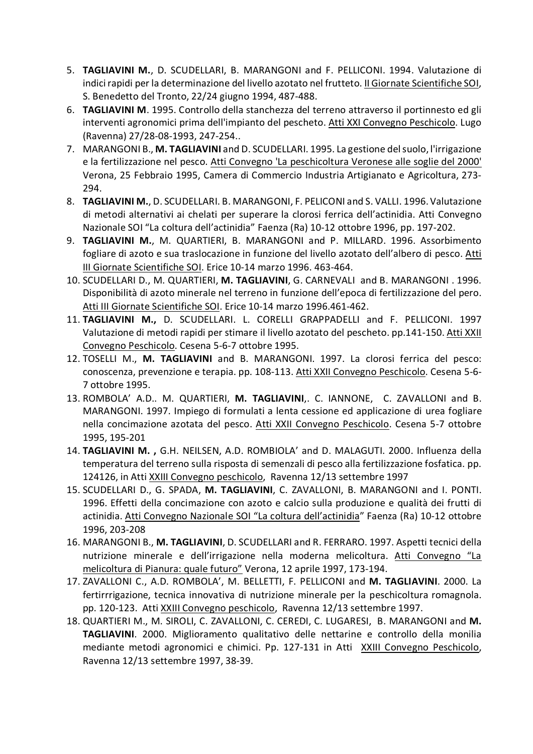5. **TAGLIAVINI M.**, D. SCUDELLARI, B. MARANGONI and F. PELLICONI. 1994. Valutazione di indici rapidi per la determinazione del livello azotato nel frutteto. II Giornate Scientifiche SOI, S. Benedetto del Tronto, 22/24 giugno 1994, 487-488.
6. **TAGLIAVINI M**. 1995. Controllo della stanchezza del terreno attraverso il portinnesto ed gli interventi agronomici prima dell'impianto del pescheto. Atti XXI Convegno Peschicolo. Lugo (Ravenna) 27/28-08-1993, 247-254..
7. MARANGONI B., **M. TAGLIAVINI** and D. SCUDELLARI. 1995. La gestione del suolo, l'irrigazione e la fertilizzazione nel pesco. Atti Convegno 'La peschicoltura Veronese alle soglie del 2000' Verona, 25 Febbraio 1995, Camera di Commercio Industria Artigianato e Agricoltura, 273-294.
8. **TAGLIAVINI M.**, D. SCUDELLARI. B. MARANGONI, F. PELICONI and S. VALLI. 1996. Valutazione di metodi alternativi ai chelati per superare la clorosi ferrica dell'actinidia. Atti Convegno Nazionale SOI "La coltura dell'actinidia" Faenza (Ra) 10-12 ottobre 1996, pp. 197-202.
9. **TAGLIAVINI M.**, M. QUARTIERI, B. MARANGONI and P. MILLARD. 1996. Assorbimento fogliare di azoto e sua traslocazione in funzione del livello azotato dell'albero di pesco. Atti III Giornate Scientifiche SOI. Erice 10-14 marzo 1996. 463-464.
10. SCUDELLARI D., M. QUARTIERI, **M. TAGLIAVINI**, G. CARNEVALI and B. MARANGONI . 1996. Disponibilità di azoto minerale nel terreno in funzione dell'epoca di fertilizzazione del pero. Atti III Giornate Scientifiche SOI. Erice 10-14 marzo 1996.461-462.
11. **TAGLIAVINI M.,** D. SCUDELLARI. L. CORELLI GRAPPADELLI and F. PELLICONI. 1997 Valutazione di metodi rapidi per stimare il livello azotato del pescheto. pp.141-150. Atti XXII Convegno Peschicolo. Cesena 5-6-7 ottobre 1995.
12. TOSELLI M., **M. TAGLIAVINI** and B. MARANGONI. 1997. La clorosi ferrica del pesco: conoscenza, prevenzione e terapia. pp. 108-113. Atti XXII Convegno Peschicolo. Cesena 5-6-7 ottobre 1995.
13. ROMBOLA' A.D.. M. QUARTIERI, **M. TAGLIAVINI**,. C. IANNONE, C. ZAVALLONI and B. MARANGONI. 1997. Impiego di formulati a lenta cessione ed applicazione di urea fogliare nella concimazione azotata del pesco. Atti XXII Convegno Peschicolo. Cesena 5-7 ottobre 1995, 195-201
14. **TAGLIAVINI M. ,** G.H. NEILSEN, A.D. ROMBIOLA' and D. MALAGUTI. 2000. Influenza della temperatura del terreno sulla risposta di semenzali di pesco alla fertilizzazione fosfatica. pp. 124126, in Atti XXIII Convegno peschicolo, Ravenna 12/13 settembre 1997
15. SCUDELLARI D., G. SPADA, **M. TAGLIAVINI**, C. ZAVALLONI, B. MARANGONI and I. PONTI. 1996. Effetti della concimazione con azoto e calcio sulla produzione e qualità dei frutti di actinidia. Atti Convegno Nazionale SOI "La coltura dell'actinidia" Faenza (Ra) 10-12 ottobre 1996, 203-208
16. MARANGONI B., **M. TAGLIAVINI**, D. SCUDELLARI and R. FERRARO. 1997. Aspetti tecnici della nutrizione minerale e dell'irrigazione nella moderna melicoltura. Atti Convegno "La melicoltura di Pianura: quale futuro" Verona, 12 aprile 1997, 173-194.
17. ZAVALLONI C., A.D. ROMBOLA', M. BELLETTI, F. PELLICONI and **M. TAGLIAVINI**. 2000. La fertirrigazione, tecnica innovativa di nutrizione minerale per la peschicoltura romagnola. pp. 120-123. Atti XXIII Convegno peschicolo, Ravenna 12/13 settembre 1997.
18. QUARTIERI M., M. SIROLI, C. ZAVALLONI, C. CEREDI, C. LUGARESI, B. MARANGONI and **M. TAGLIAVINI**. 2000. Miglioramento qualitativo delle nettarine e controllo della monilia mediante metodi agronomici e chimici. Pp. 127-131 in Atti XXIII Convegno Peschicolo, Ravenna 12/13 settembre 1997, 38-39.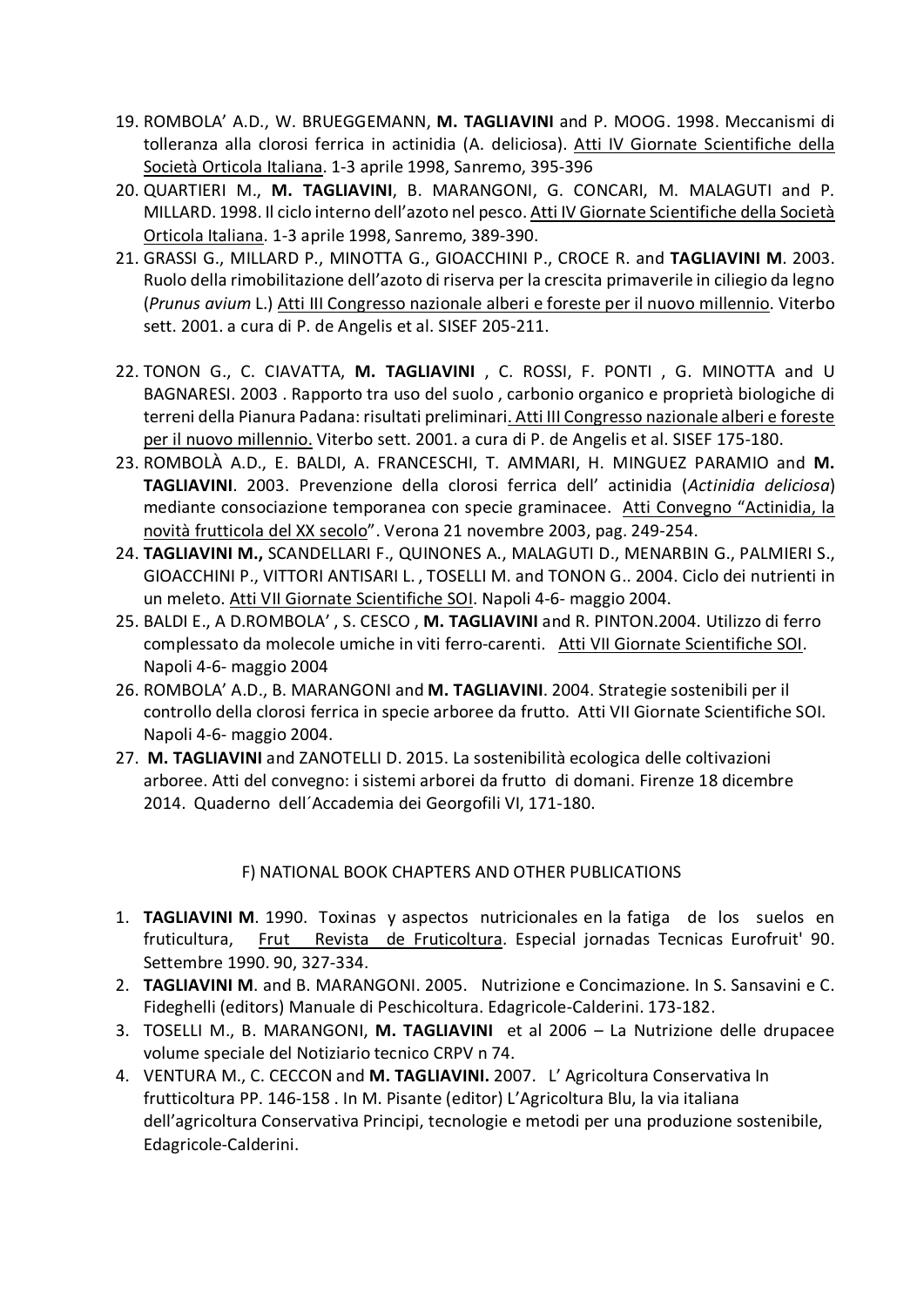19. ROMBOLA' A.D., W. BRUEGGEMANN, **M. TAGLIAVINI** and P. MOOG. 1998. Meccanismi di tolleranza alla clorosi ferrica in actinidia (A. deliciosa). Atti IV Giornate Scientifiche della Società Orticola Italiana. 1-3 aprile 1998, Sanremo, 395-396
20. QUARTIERI M., **M. TAGLIAVINI**, B. MARANGONI, G. CONCARI, M. MALAGUTI and P. MILLARD. 1998. Il ciclo interno dell'azoto nel pesco. Atti IV Giornate Scientifiche della Società Orticola Italiana. 1-3 aprile 1998, Sanremo, 389-390.
21. GRASSI G., MILLARD P., MINOTTA G., GIOACCHINI P., CROCE R. and **TAGLIAVINI M**. 2003. Ruolo della rimobilitazione dell'azoto di riserva per la crescita primaverile in ciliegio da legno (*Prunus avium* L.) Atti III Congresso nazionale alberi e foreste per il nuovo millennio. Viterbo sett. 2001. a cura di P. de Angelis et al. SISEF 205-211.
22. TONON G., C. CIAVATTA, **M. TAGLIAVINI** , C. ROSSI, F. PONTI , G. MINOTTA and U BAGNARESI. 2003 . Rapporto tra uso del suolo , carbonio organico e proprietà biologiche di terreni della Pianura Padana: risultati preliminari. Atti III Congresso nazionale alberi e foreste per il nuovo millennio. Viterbo sett. 2001. a cura di P. de Angelis et al. SISEF 175-180.
23. ROMBOLÀ A.D., E. BALDI, A. FRANCESCHI, T. AMMARI, H. MINGUEZ PARAMIO and **M. TAGLIAVINI**. 2003. Prevenzione della clorosi ferrica dell' actinidia (*Actinidia deliciosa*) mediante consociazione temporanea con specie graminacee. Atti Convegno "Actinidia, la novità frutticola del XX secolo". Verona 21 novembre 2003, pag. 249-254.
24. **TAGLIAVINI M.,** SCANDELLARI F., QUINONES A., MALAGUTI D., MENARBIN G., PALMIERI S., GIOACCHINI P., VITTORI ANTISARI L. , TOSELLI M. and TONON G.. 2004. Ciclo dei nutrienti in un meleto. Atti VII Giornate Scientifiche SOI. Napoli 4-6- maggio 2004.
25. BALDI E., A D.ROMBOLA' , S. CESCO , **M. TAGLIAVINI** and R. PINTON.2004. Utilizzo di ferro complessato da molecole umiche in viti ferro-carenti. Atti VII Giornate Scientifiche SOI. Napoli 4-6- maggio 2004
26. ROMBOLA' A.D., B. MARANGONI and **M. TAGLIAVINI**. 2004. Strategie sostenibili per il controllo della clorosi ferrica in specie arboree da frutto. Atti VII Giornate Scientifiche SOI. Napoli 4-6- maggio 2004.
27. **M. TAGLIAVINI** and ZANOTELLI D. 2015. La sostenibilità ecologica delle coltivazioni arboree. Atti del convegno: i sistemi arborei da frutto di domani. Firenze 18 dicembre 2014. Quaderno dell´Accademia dei Georgofili VI, 171-180.

F) NATIONAL BOOK CHAPTERS AND OTHER PUBLICATIONS

1. **TAGLIAVINI M**. 1990. Toxinas y aspectos nutricionales en la fatiga de los suelos en fruticultura, Frut Revista de Fruticoltura. Especial jornadas Tecnicas Eurofruit' 90. Settembre 1990. 90, 327-334.
2. **TAGLIAVINI M**. and B. MARANGONI. 2005. Nutrizione e Concimazione. In S. Sansavini e C. Fideghelli (editors) Manuale di Peschicoltura. Edagricole-Calderini. 173-182.
3. TOSELLI M., B. MARANGONI, **M. TAGLIAVINI** et al 2006 – La Nutrizione delle drupacee volume speciale del Notiziario tecnico CRPV n 74.
4. VENTURA M., C. CECCON and **M. TAGLIAVINI.** 2007. L' Agricoltura Conservativa In frutticoltura PP. 146-158 . In M. Pisante (editor) L'Agricoltura Blu, la via italiana dell'agricoltura Conservativa Principi, tecnologie e metodi per una produzione sostenibile, Edagricole-Calderini.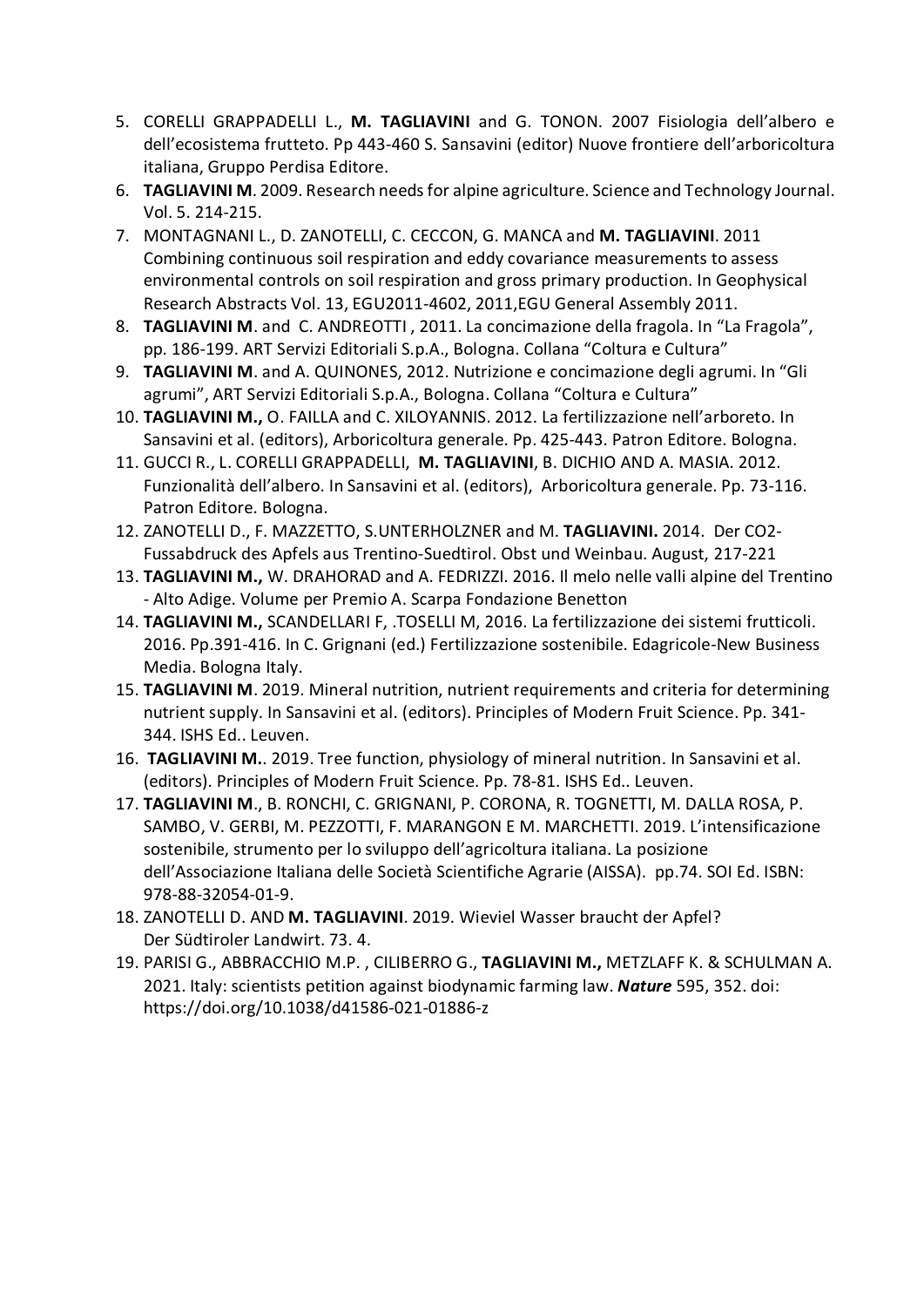5. CORELLI GRAPPADELLI L., **M. TAGLIAVINI** and G. TONON. 2007 Fisiologia dell'albero e dell'ecosistema frutteto. Pp 443-460 S. Sansavini (editor) Nuove frontiere dell'arboricoltura italiana, Gruppo Perdisa Editore.
6. **TAGLIAVINI M**. 2009. Research needs for alpine agriculture. Science and Technology Journal. Vol. 5. 214-215.
7. MONTAGNANI L., D. ZANOTELLI, C. CECCON, G. MANCA and **M. TAGLIAVINI**. 2011 Combining continuous soil respiration and eddy covariance measurements to assess environmental controls on soil respiration and gross primary production. In Geophysical Research Abstracts Vol. 13, EGU2011-4602, 2011,EGU General Assembly 2011.
8. **TAGLIAVINI M**. and C. ANDREOTTI , 2011. La concimazione della fragola. In "La Fragola", pp. 186-199. ART Servizi Editoriali S.p.A., Bologna. Collana "Coltura e Cultura"
9. **TAGLIAVINI M**. and A. QUINONES, 2012. Nutrizione e concimazione degli agrumi. In "Gli agrumi", ART Servizi Editoriali S.p.A., Bologna. Collana "Coltura e Cultura"
10. **TAGLIAVINI M.,** O. FAILLA and C. XILOYANNIS. 2012. La fertilizzazione nell'arboreto. In Sansavini et al. (editors), Arboricoltura generale. Pp. 425-443. Patron Editore. Bologna.
11. GUCCI R., L. CORELLI GRAPPADELLI, **M. TAGLIAVINI**, B. DICHIO AND A. MASIA. 2012. Funzionalità dell'albero. In Sansavini et al. (editors), Arboricoltura generale. Pp. 73-116. Patron Editore. Bologna.
12. ZANOTELLI D., F. MAZZETTO, S.UNTERHOLZNER and M. **TAGLIAVINI.** 2014. Der CO2-Fussabdruck des Apfels aus Trentino-Suedtirol. Obst und Weinbau. August, 217-221
13. **TAGLIAVINI M.,** W. DRAHORAD and A. FEDRIZZI. 2016. Il melo nelle valli alpine del Trentino - Alto Adige. Volume per Premio A. Scarpa Fondazione Benetton
14. **TAGLIAVINI M.,** SCANDELLARI F, .TOSELLI M, 2016. La fertilizzazione dei sistemi frutticoli. 2016. Pp.391-416. In C. Grignani (ed.) Fertilizzazione sostenibile. Edagricole-New Business Media. Bologna Italy.
15. **TAGLIAVINI M**. 2019. Mineral nutrition, nutrient requirements and criteria for determining nutrient supply. In Sansavini et al. (editors). Principles of Modern Fruit Science. Pp. 341-344. ISHS Ed.. Leuven.
16. **TAGLIAVINI M.**. 2019. Tree function, physiology of mineral nutrition. In Sansavini et al. (editors). Principles of Modern Fruit Science. Pp. 78-81. ISHS Ed.. Leuven.
17. **TAGLIAVINI M**., B. RONCHI, C. GRIGNANI, P. CORONA, R. TOGNETTI, M. DALLA ROSA, P. SAMBO, V. GERBI, M. PEZZOTTI, F. MARANGON E M. MARCHETTI. 2019. L'intensificazione sostenibile, strumento per lo sviluppo dell'agricoltura italiana. La posizione dell'Associazione Italiana delle Società Scientifiche Agrarie (AISSA). pp.74. SOI Ed. ISBN: 978-88-32054-01-9.
18. ZANOTELLI D. AND **M. TAGLIAVINI**. 2019. Wieviel Wasser braucht der Apfel? Der Südtiroler Landwirt. 73. 4.
19. PARISI G., ABBRACCHIO M.P. , CILIBERRO G., **TAGLIAVINI M.,** METZLAFF K. & SCHULMAN A. 2021. Italy: scientists petition against biodynamic farming law. ***Nature*** 595, 352. doi: https://doi.org/10.1038/d41586-021-01886-z